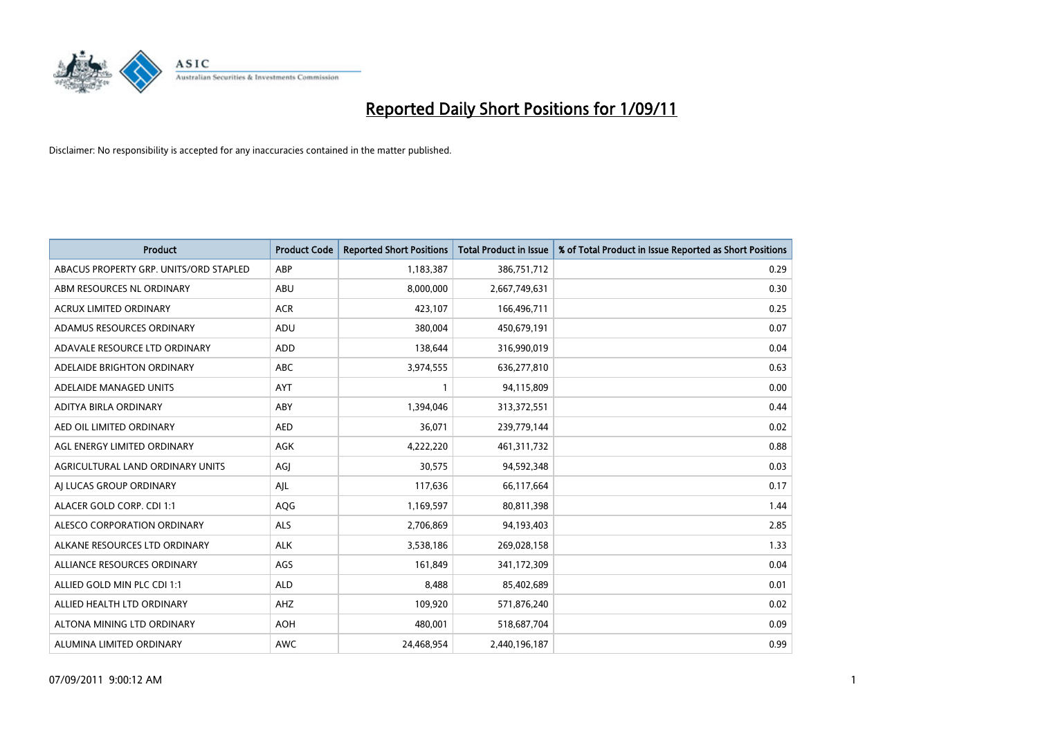# Reported Daily Short Positions for 1/09/11

Disclaimer: No responsibility is accepted for any inaccuracies contained in the matter published.

| Product | Product Code | Reported Short Positions | Total Product in Issue | % of Total Product in Issue Reported as Short Positions |
|---|---|---|---|---|
| ABACUS PROPERTY GRP. UNITS/ORD STAPLED | ABP | 1,183,387 | 386,751,712 | 0.29 |
| ABM RESOURCES NL ORDINARY | ABU | 8,000,000 | 2,667,749,631 | 0.30 |
| ACRUX LIMITED ORDINARY | ACR | 423,107 | 166,496,711 | 0.25 |
| ADAMUS RESOURCES ORDINARY | ADU | 380,004 | 450,679,191 | 0.07 |
| ADAVALE RESOURCE LTD ORDINARY | ADD | 138,644 | 316,990,019 | 0.04 |
| ADELAIDE BRIGHTON ORDINARY | ABC | 3,974,555 | 636,277,810 | 0.63 |
| ADELAIDE MANAGED UNITS | AYT | 1 | 94,115,809 | 0.00 |
| ADITYA BIRLA ORDINARY | ABY | 1,394,046 | 313,372,551 | 0.44 |
| AED OIL LIMITED ORDINARY | AED | 36,071 | 239,779,144 | 0.02 |
| AGL ENERGY LIMITED ORDINARY | AGK | 4,222,220 | 461,311,732 | 0.88 |
| AGRICULTURAL LAND ORDINARY UNITS | AGJ | 30,575 | 94,592,348 | 0.03 |
| AJ LUCAS GROUP ORDINARY | AJL | 117,636 | 66,117,664 | 0.17 |
| ALACER GOLD CORP. CDI 1:1 | AQG | 1,169,597 | 80,811,398 | 1.44 |
| ALESCO CORPORATION ORDINARY | ALS | 2,706,869 | 94,193,403 | 2.85 |
| ALKANE RESOURCES LTD ORDINARY | ALK | 3,538,186 | 269,028,158 | 1.33 |
| ALLIANCE RESOURCES ORDINARY | AGS | 161,849 | 341,172,309 | 0.04 |
| ALLIED GOLD MIN PLC CDI 1:1 | ALD | 8,488 | 85,402,689 | 0.01 |
| ALLIED HEALTH LTD ORDINARY | AHZ | 109,920 | 571,876,240 | 0.02 |
| ALTONA MINING LTD ORDINARY | AOH | 480,001 | 518,687,704 | 0.09 |
| ALUMINA LIMITED ORDINARY | AWC | 24,468,954 | 2,440,196,187 | 0.99 |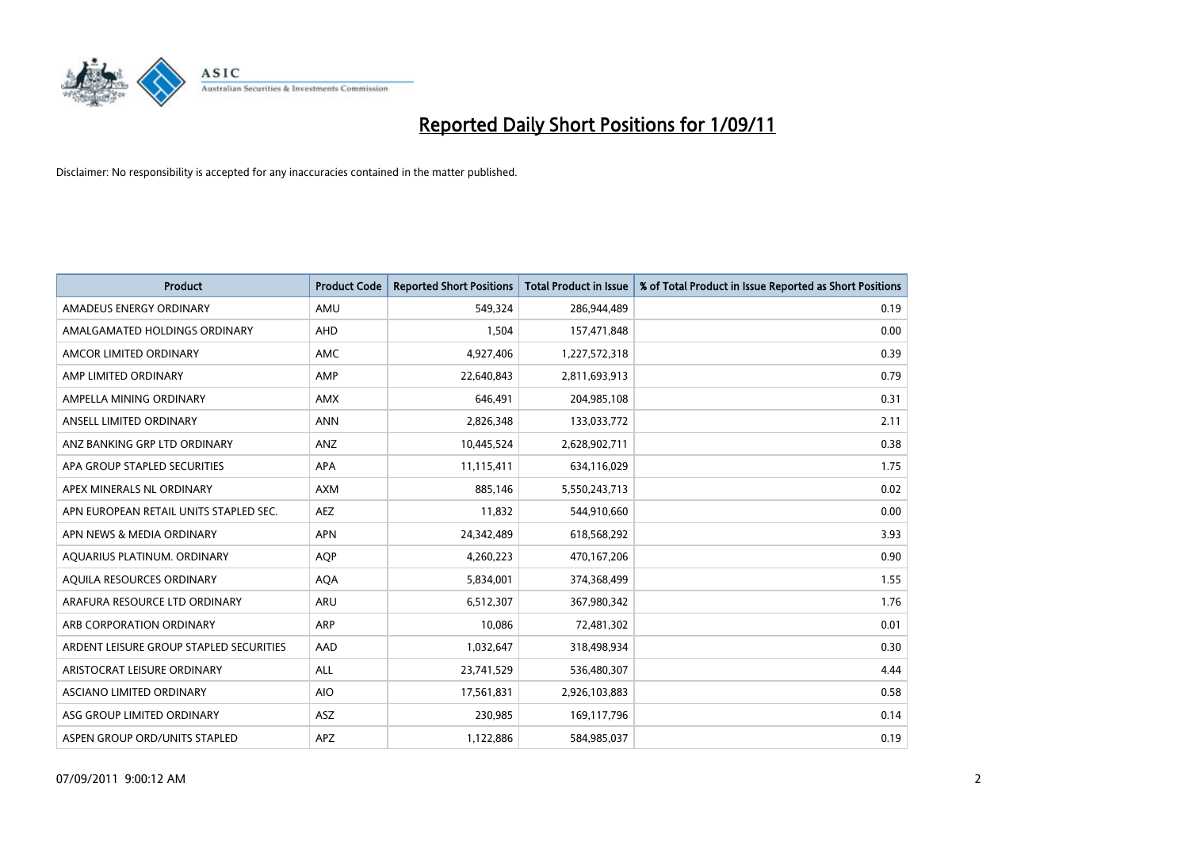# Reported Daily Short Positions for 1/09/11

Disclaimer: No responsibility is accepted for any inaccuracies contained in the matter published.

| Product | Product Code | Reported Short Positions | Total Product in Issue | % of Total Product in Issue Reported as Short Positions |
|---|---|---|---|---|
| AMADEUS ENERGY ORDINARY | AMU | 549,324 | 286,944,489 | 0.19 |
| AMALGAMATED HOLDINGS ORDINARY | AHD | 1,504 | 157,471,848 | 0.00 |
| AMCOR LIMITED ORDINARY | AMC | 4,927,406 | 1,227,572,318 | 0.39 |
| AMP LIMITED ORDINARY | AMP | 22,640,843 | 2,811,693,913 | 0.79 |
| AMPELLA MINING ORDINARY | AMX | 646,491 | 204,985,108 | 0.31 |
| ANSELL LIMITED ORDINARY | ANN | 2,826,348 | 133,033,772 | 2.11 |
| ANZ BANKING GRP LTD ORDINARY | ANZ | 10,445,524 | 2,628,902,711 | 0.38 |
| APA GROUP STAPLED SECURITIES | APA | 11,115,411 | 634,116,029 | 1.75 |
| APEX MINERALS NL ORDINARY | AXM | 885,146 | 5,550,243,713 | 0.02 |
| APN EUROPEAN RETAIL UNITS STAPLED SEC. | AEZ | 11,832 | 544,910,660 | 0.00 |
| APN NEWS & MEDIA ORDINARY | APN | 24,342,489 | 618,568,292 | 3.93 |
| AQUARIUS PLATINUM. ORDINARY | AQP | 4,260,223 | 470,167,206 | 0.90 |
| AQUILA RESOURCES ORDINARY | AQA | 5,834,001 | 374,368,499 | 1.55 |
| ARAFURA RESOURCE LTD ORDINARY | ARU | 6,512,307 | 367,980,342 | 1.76 |
| ARB CORPORATION ORDINARY | ARP | 10,086 | 72,481,302 | 0.01 |
| ARDENT LEISURE GROUP STAPLED SECURITIES | AAD | 1,032,647 | 318,498,934 | 0.30 |
| ARISTOCRAT LEISURE ORDINARY | ALL | 23,741,529 | 536,480,307 | 4.44 |
| ASCIANO LIMITED ORDINARY | AIO | 17,561,831 | 2,926,103,883 | 0.58 |
| ASG GROUP LIMITED ORDINARY | ASZ | 230,985 | 169,117,796 | 0.14 |
| ASPEN GROUP ORD/UNITS STAPLED | APZ | 1,122,886 | 584,985,037 | 0.19 |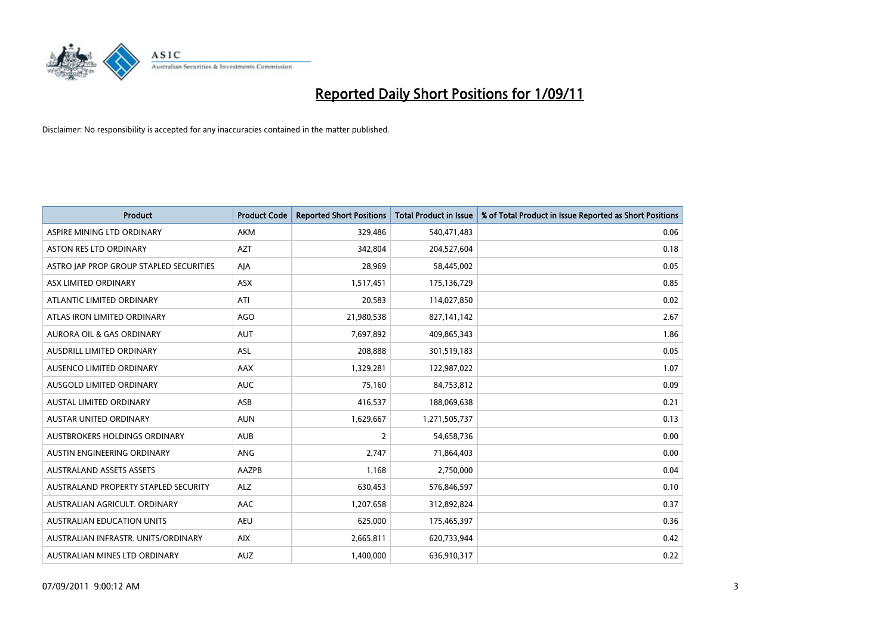# Reported Daily Short Positions for 1/09/11

Disclaimer: No responsibility is accepted for any inaccuracies contained in the matter published.

| Product | Product Code | Reported Short Positions | Total Product in Issue | % of Total Product in Issue Reported as Short Positions |
|---|---|---|---|---|
| ASPIRE MINING LTD ORDINARY | AKM | 329,486 | 540,471,483 | 0.06 |
| ASTON RES LTD ORDINARY | AZT | 342,804 | 204,527,604 | 0.18 |
| ASTRO JAP PROP GROUP STAPLED SECURITIES | AJA | 28,969 | 58,445,002 | 0.05 |
| ASX LIMITED ORDINARY | ASX | 1,517,451 | 175,136,729 | 0.85 |
| ATLANTIC LIMITED ORDINARY | ATI | 20,583 | 114,027,850 | 0.02 |
| ATLAS IRON LIMITED ORDINARY | AGO | 21,980,538 | 827,141,142 | 2.67 |
| AURORA OIL & GAS ORDINARY | AUT | 7,697,892 | 409,865,343 | 1.86 |
| AUSDRILL LIMITED ORDINARY | ASL | 208,888 | 301,519,183 | 0.05 |
| AUSENCO LIMITED ORDINARY | AAX | 1,329,281 | 122,987,022 | 1.07 |
| AUSGOLD LIMITED ORDINARY | AUC | 75,160 | 84,753,812 | 0.09 |
| AUSTAL LIMITED ORDINARY | ASB | 416,537 | 188,069,638 | 0.21 |
| AUSTAR UNITED ORDINARY | AUN | 1,629,667 | 1,271,505,737 | 0.13 |
| AUSTBROKERS HOLDINGS ORDINARY | AUB | 2 | 54,658,736 | 0.00 |
| AUSTIN ENGINEERING ORDINARY | ANG | 2,747 | 71,864,403 | 0.00 |
| AUSTRALAND ASSETS ASSETS | AAZPB | 1,168 | 2,750,000 | 0.04 |
| AUSTRALAND PROPERTY STAPLED SECURITY | ALZ | 630,453 | 576,846,597 | 0.10 |
| AUSTRALIAN AGRICULT. ORDINARY | AAC | 1,207,658 | 312,892,824 | 0.37 |
| AUSTRALIAN EDUCATION UNITS | AEU | 625,000 | 175,465,397 | 0.36 |
| AUSTRALIAN INFRASTR. UNITS/ORDINARY | AIX | 2,665,811 | 620,733,944 | 0.42 |
| AUSTRALIAN MINES LTD ORDINARY | AUZ | 1,400,000 | 636,910,317 | 0.22 |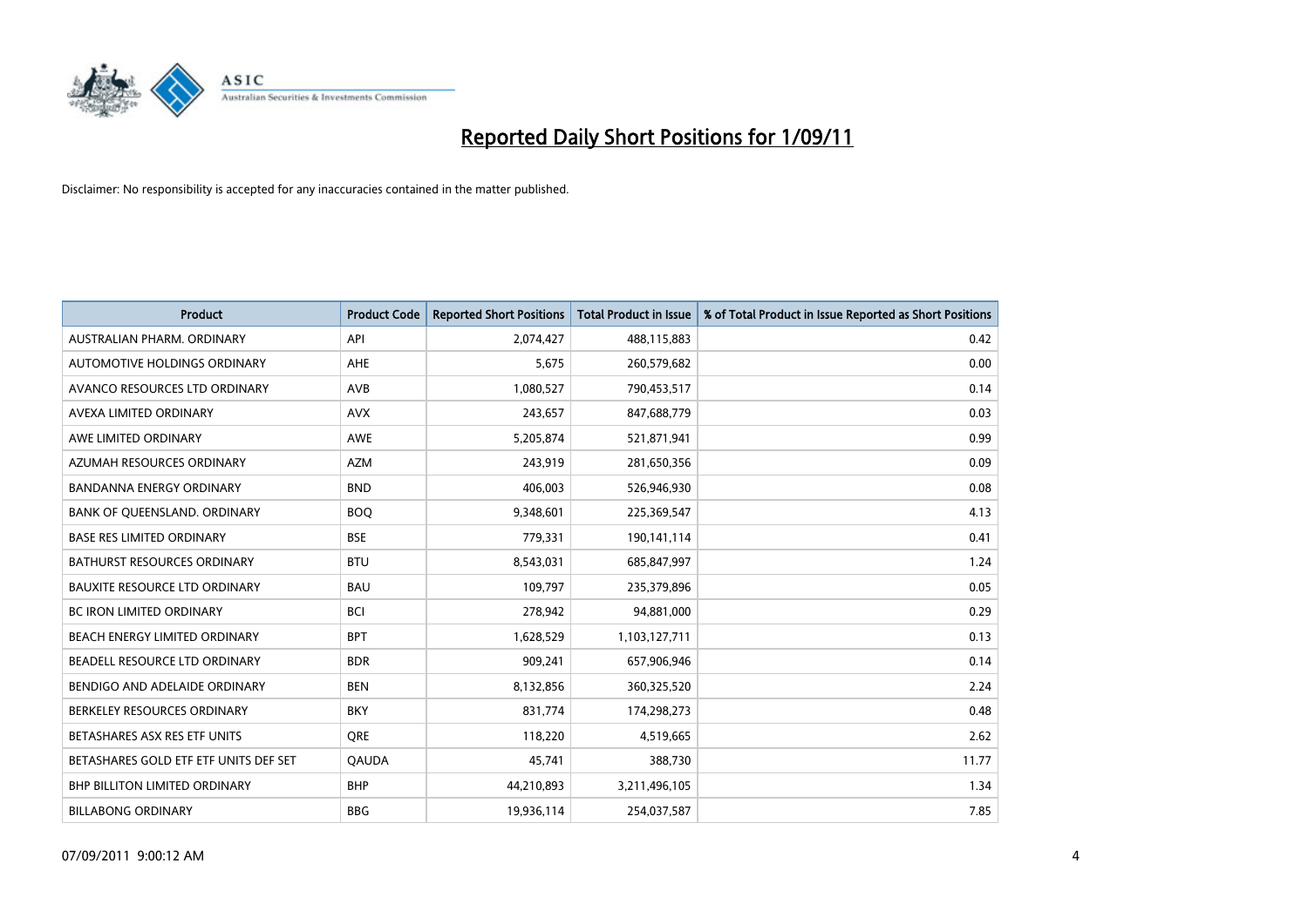# Reported Daily Short Positions for 1/09/11

Disclaimer: No responsibility is accepted for any inaccuracies contained in the matter published.

| Product | Product Code | Reported Short Positions | Total Product in Issue | % of Total Product in Issue Reported as Short Positions |
|---|---|---|---|---|
| AUSTRALIAN PHARM. ORDINARY | API | 2,074,427 | 488,115,883 | 0.42 |
| AUTOMOTIVE HOLDINGS ORDINARY | AHE | 5,675 | 260,579,682 | 0.00 |
| AVANCO RESOURCES LTD ORDINARY | AVB | 1,080,527 | 790,453,517 | 0.14 |
| AVEXA LIMITED ORDINARY | AVX | 243,657 | 847,688,779 | 0.03 |
| AWE LIMITED ORDINARY | AWE | 5,205,874 | 521,871,941 | 0.99 |
| AZUMAH RESOURCES ORDINARY | AZM | 243,919 | 281,650,356 | 0.09 |
| BANDANNA ENERGY ORDINARY | BND | 406,003 | 526,946,930 | 0.08 |
| BANK OF QUEENSLAND. ORDINARY | BOQ | 9,348,601 | 225,369,547 | 4.13 |
| BASE RES LIMITED ORDINARY | BSE | 779,331 | 190,141,114 | 0.41 |
| BATHURST RESOURCES ORDINARY | BTU | 8,543,031 | 685,847,997 | 1.24 |
| BAUXITE RESOURCE LTD ORDINARY | BAU | 109,797 | 235,379,896 | 0.05 |
| BC IRON LIMITED ORDINARY | BCI | 278,942 | 94,881,000 | 0.29 |
| BEACH ENERGY LIMITED ORDINARY | BPT | 1,628,529 | 1,103,127,711 | 0.13 |
| BEADELL RESOURCE LTD ORDINARY | BDR | 909,241 | 657,906,946 | 0.14 |
| BENDIGO AND ADELAIDE ORDINARY | BEN | 8,132,856 | 360,325,520 | 2.24 |
| BERKELEY RESOURCES ORDINARY | BKY | 831,774 | 174,298,273 | 0.48 |
| BETASHARES ASX RES ETF UNITS | QRE | 118,220 | 4,519,665 | 2.62 |
| BETASHARES GOLD ETF ETF UNITS DEF SET | QAUDA | 45,741 | 388,730 | 11.77 |
| BHP BILLITON LIMITED ORDINARY | BHP | 44,210,893 | 3,211,496,105 | 1.34 |
| BILLABONG ORDINARY | BBG | 19,936,114 | 254,037,587 | 7.85 |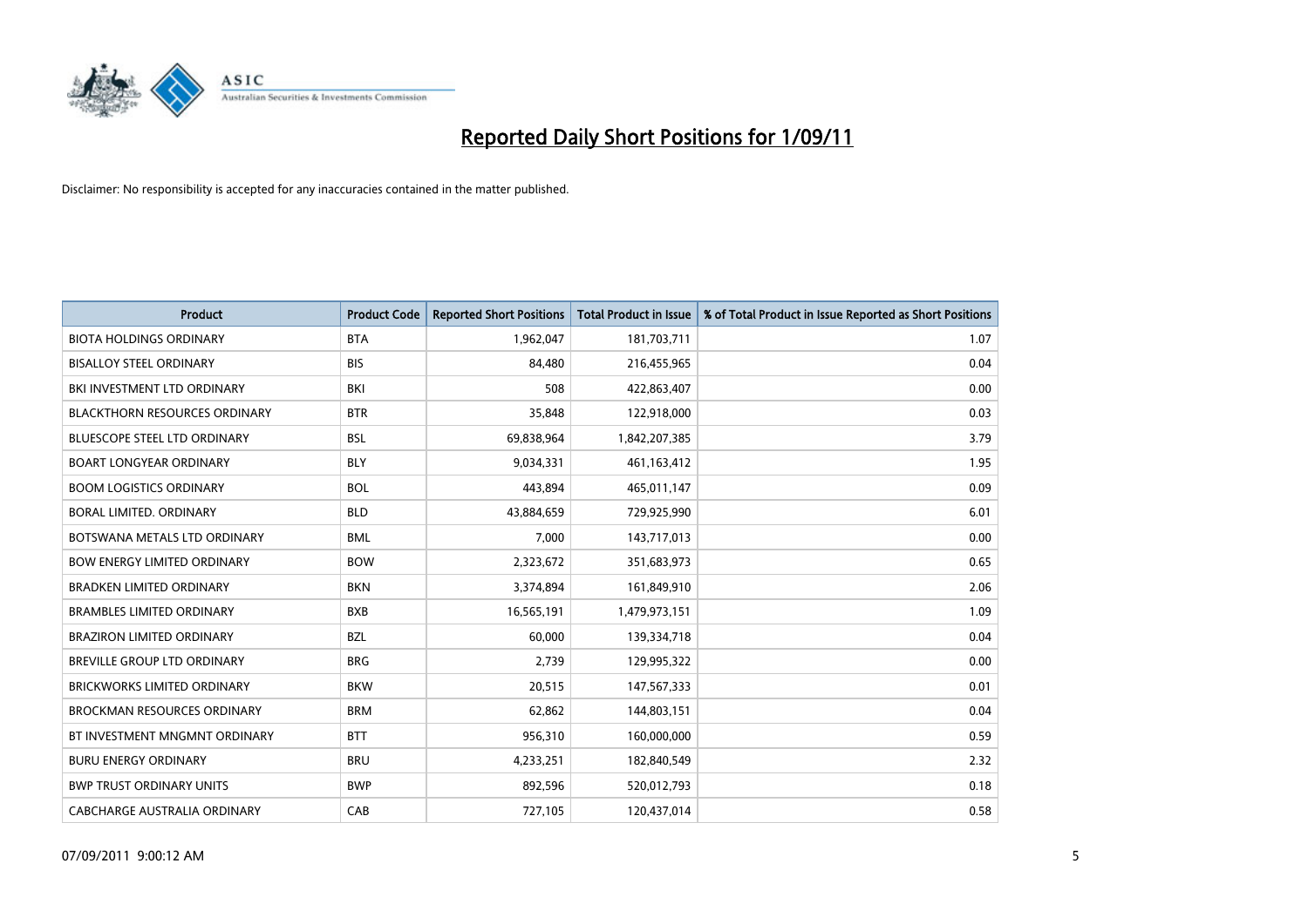# Reported Daily Short Positions for 1/09/11

Disclaimer: No responsibility is accepted for any inaccuracies contained in the matter published.

| Product | Product Code | Reported Short Positions | Total Product in Issue | % of Total Product in Issue Reported as Short Positions |
|---|---|---|---|---|
| BIOTA HOLDINGS ORDINARY | BTA | 1,962,047 | 181,703,711 | 1.07 |
| BISALLOY STEEL ORDINARY | BIS | 84,480 | 216,455,965 | 0.04 |
| BKI INVESTMENT LTD ORDINARY | BKI | 508 | 422,863,407 | 0.00 |
| BLACKTHORN RESOURCES ORDINARY | BTR | 35,848 | 122,918,000 | 0.03 |
| BLUESCOPE STEEL LTD ORDINARY | BSL | 69,838,964 | 1,842,207,385 | 3.79 |
| BOART LONGYEAR ORDINARY | BLY | 9,034,331 | 461,163,412 | 1.95 |
| BOOM LOGISTICS ORDINARY | BOL | 443,894 | 465,011,147 | 0.09 |
| BORAL LIMITED. ORDINARY | BLD | 43,884,659 | 729,925,990 | 6.01 |
| BOTSWANA METALS LTD ORDINARY | BML | 7,000 | 143,717,013 | 0.00 |
| BOW ENERGY LIMITED ORDINARY | BOW | 2,323,672 | 351,683,973 | 0.65 |
| BRADKEN LIMITED ORDINARY | BKN | 3,374,894 | 161,849,910 | 2.06 |
| BRAMBLES LIMITED ORDINARY | BXB | 16,565,191 | 1,479,973,151 | 1.09 |
| BRAZIRON LIMITED ORDINARY | BZL | 60,000 | 139,334,718 | 0.04 |
| BREVILLE GROUP LTD ORDINARY | BRG | 2,739 | 129,995,322 | 0.00 |
| BRICKWORKS LIMITED ORDINARY | BKW | 20,515 | 147,567,333 | 0.01 |
| BROCKMAN RESOURCES ORDINARY | BRM | 62,862 | 144,803,151 | 0.04 |
| BT INVESTMENT MNGMNT ORDINARY | BTT | 956,310 | 160,000,000 | 0.59 |
| BURU ENERGY ORDINARY | BRU | 4,233,251 | 182,840,549 | 2.32 |
| BWP TRUST ORDINARY UNITS | BWP | 892,596 | 520,012,793 | 0.18 |
| CABCHARGE AUSTRALIA ORDINARY | CAB | 727,105 | 120,437,014 | 0.58 |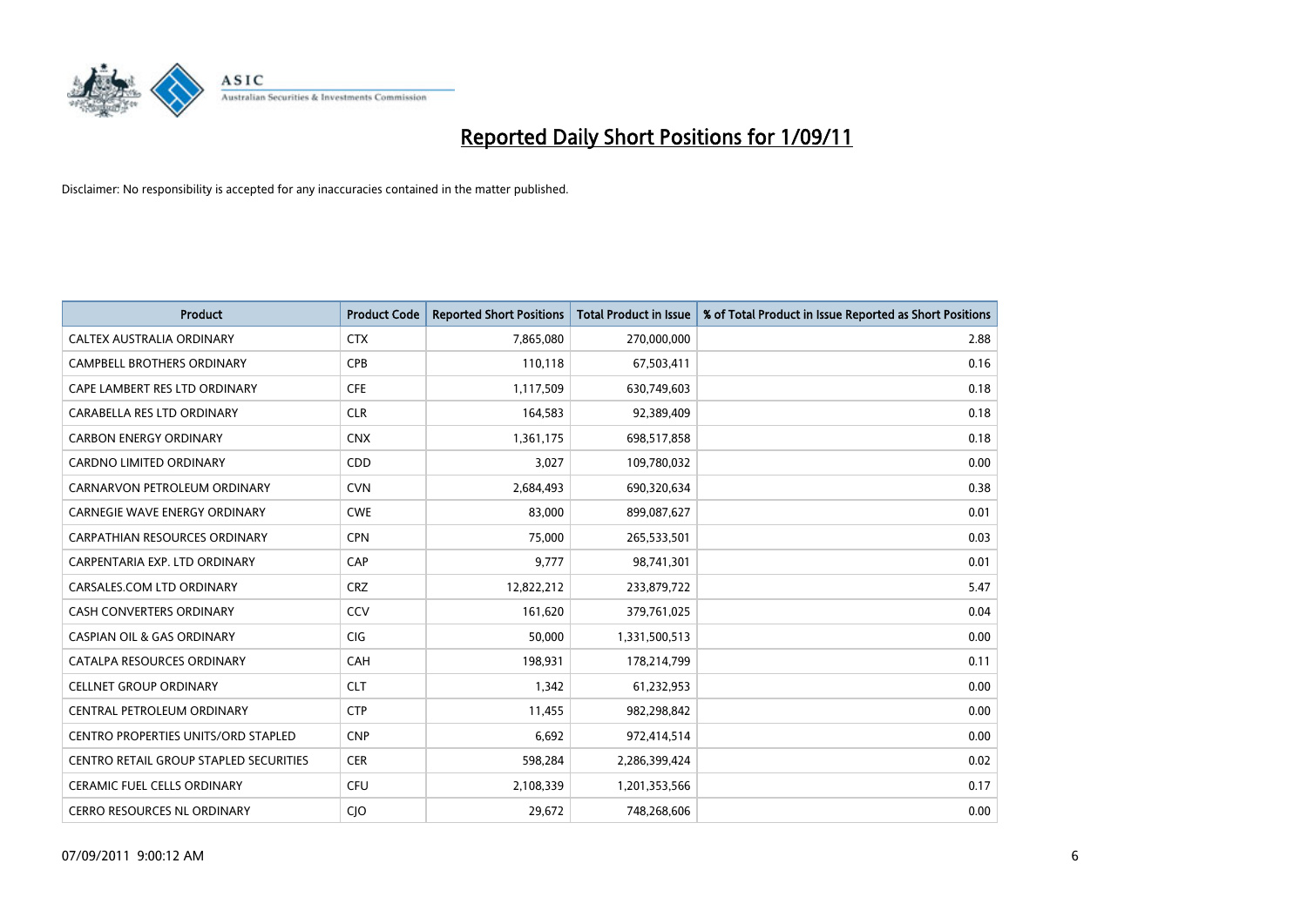# Reported Daily Short Positions for 1/09/11

Disclaimer: No responsibility is accepted for any inaccuracies contained in the matter published.

| Product | Product Code | Reported Short Positions | Total Product in Issue | % of Total Product in Issue Reported as Short Positions |
|---|---|---|---|---|
| CALTEX AUSTRALIA ORDINARY | CTX | 7,865,080 | 270,000,000 | 2.88 |
| CAMPBELL BROTHERS ORDINARY | CPB | 110,118 | 67,503,411 | 0.16 |
| CAPE LAMBERT RES LTD ORDINARY | CFE | 1,117,509 | 630,749,603 | 0.18 |
| CARABELLA RES LTD ORDINARY | CLR | 164,583 | 92,389,409 | 0.18 |
| CARBON ENERGY ORDINARY | CNX | 1,361,175 | 698,517,858 | 0.18 |
| CARDNO LIMITED ORDINARY | CDD | 3,027 | 109,780,032 | 0.00 |
| CARNARVON PETROLEUM ORDINARY | CVN | 2,684,493 | 690,320,634 | 0.38 |
| CARNEGIE WAVE ENERGY ORDINARY | CWE | 83,000 | 899,087,627 | 0.01 |
| CARPATHIAN RESOURCES ORDINARY | CPN | 75,000 | 265,533,501 | 0.03 |
| CARPENTARIA EXP. LTD ORDINARY | CAP | 9,777 | 98,741,301 | 0.01 |
| CARSALES.COM LTD ORDINARY | CRZ | 12,822,212 | 233,879,722 | 5.47 |
| CASH CONVERTERS ORDINARY | CCV | 161,620 | 379,761,025 | 0.04 |
| CASPIAN OIL & GAS ORDINARY | CIG | 50,000 | 1,331,500,513 | 0.00 |
| CATALPA RESOURCES ORDINARY | CAH | 198,931 | 178,214,799 | 0.11 |
| CELLNET GROUP ORDINARY | CLT | 1,342 | 61,232,953 | 0.00 |
| CENTRAL PETROLEUM ORDINARY | CTP | 11,455 | 982,298,842 | 0.00 |
| CENTRO PROPERTIES UNITS/ORD STAPLED | CNP | 6,692 | 972,414,514 | 0.00 |
| CENTRO RETAIL GROUP STAPLED SECURITIES | CER | 598,284 | 2,286,399,424 | 0.02 |
| CERAMIC FUEL CELLS ORDINARY | CFU | 2,108,339 | 1,201,353,566 | 0.17 |
| CERRO RESOURCES NL ORDINARY | CJO | 29,672 | 748,268,606 | 0.00 |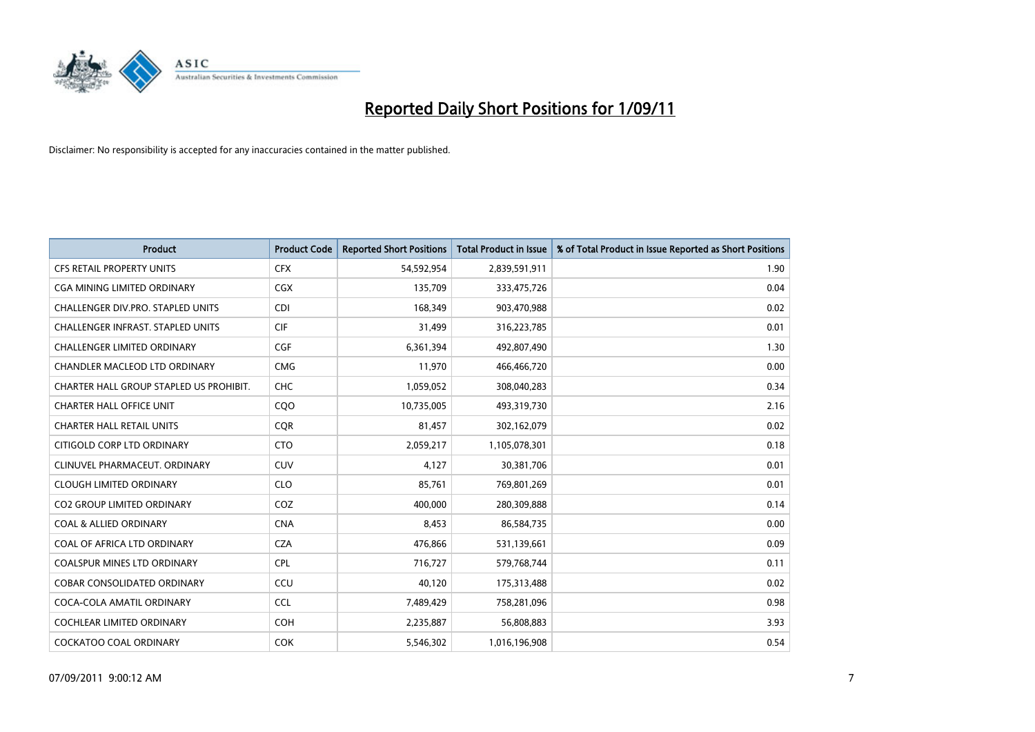# Reported Daily Short Positions for 1/09/11

Disclaimer: No responsibility is accepted for any inaccuracies contained in the matter published.

| Product | Product Code | Reported Short Positions | Total Product in Issue | % of Total Product in Issue Reported as Short Positions |
|---|---|---|---|---|
| CFS RETAIL PROPERTY UNITS | CFX | 54,592,954 | 2,839,591,911 | 1.90 |
| CGA MINING LIMITED ORDINARY | CGX | 135,709 | 333,475,726 | 0.04 |
| CHALLENGER DIV.PRO. STAPLED UNITS | CDI | 168,349 | 903,470,988 | 0.02 |
| CHALLENGER INFRAST. STAPLED UNITS | CIF | 31,499 | 316,223,785 | 0.01 |
| CHALLENGER LIMITED ORDINARY | CGF | 6,361,394 | 492,807,490 | 1.30 |
| CHANDLER MACLEOD LTD ORDINARY | CMG | 11,970 | 466,466,720 | 0.00 |
| CHARTER HALL GROUP STAPLED US PROHIBIT. | CHC | 1,059,052 | 308,040,283 | 0.34 |
| CHARTER HALL OFFICE UNIT | CQO | 10,735,005 | 493,319,730 | 2.16 |
| CHARTER HALL RETAIL UNITS | CQR | 81,457 | 302,162,079 | 0.02 |
| CITIGOLD CORP LTD ORDINARY | CTO | 2,059,217 | 1,105,078,301 | 0.18 |
| CLINUVEL PHARMACEUT. ORDINARY | CUV | 4,127 | 30,381,706 | 0.01 |
| CLOUGH LIMITED ORDINARY | CLO | 85,761 | 769,801,269 | 0.01 |
| CO2 GROUP LIMITED ORDINARY | COZ | 400,000 | 280,309,888 | 0.14 |
| COAL & ALLIED ORDINARY | CNA | 8,453 | 86,584,735 | 0.00 |
| COAL OF AFRICA LTD ORDINARY | CZA | 476,866 | 531,139,661 | 0.09 |
| COALSPUR MINES LTD ORDINARY | CPL | 716,727 | 579,768,744 | 0.11 |
| COBAR CONSOLIDATED ORDINARY | CCU | 40,120 | 175,313,488 | 0.02 |
| COCA-COLA AMATIL ORDINARY | CCL | 7,489,429 | 758,281,096 | 0.98 |
| COCHLEAR LIMITED ORDINARY | COH | 2,235,887 | 56,808,883 | 3.93 |
| COCKATOO COAL ORDINARY | COK | 5,546,302 | 1,016,196,908 | 0.54 |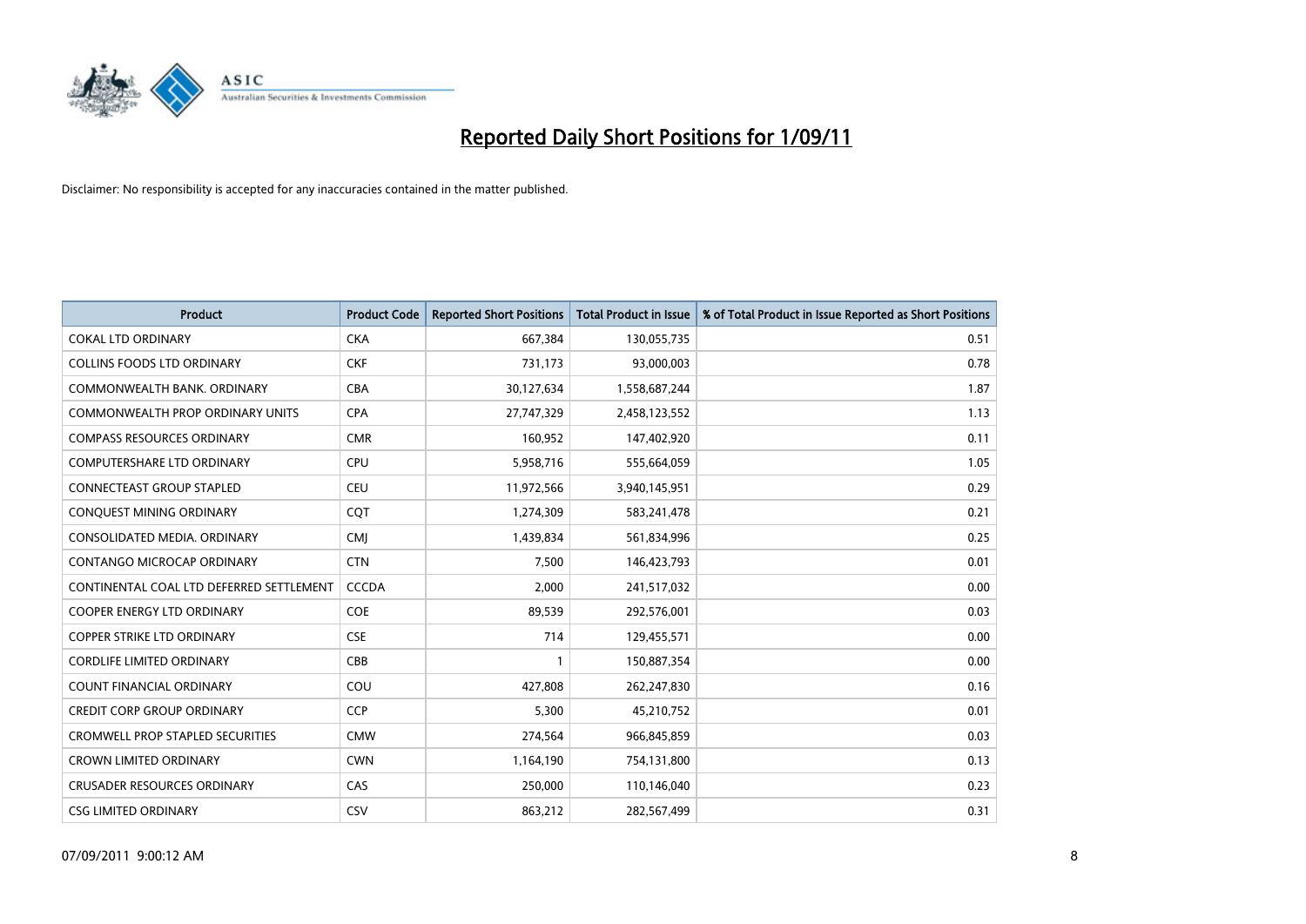# Reported Daily Short Positions for 1/09/11

Disclaimer: No responsibility is accepted for any inaccuracies contained in the matter published.

| Product | Product Code | Reported Short Positions | Total Product in Issue | % of Total Product in Issue Reported as Short Positions |
|---|---|---|---|---|
| COKAL LTD ORDINARY | CKA | 667,384 | 130,055,735 | 0.51 |
| COLLINS FOODS LTD ORDINARY | CKF | 731,173 | 93,000,003 | 0.78 |
| COMMONWEALTH BANK. ORDINARY | CBA | 30,127,634 | 1,558,687,244 | 1.87 |
| COMMONWEALTH PROP ORDINARY UNITS | CPA | 27,747,329 | 2,458,123,552 | 1.13 |
| COMPASS RESOURCES ORDINARY | CMR | 160,952 | 147,402,920 | 0.11 |
| COMPUTERSHARE LTD ORDINARY | CPU | 5,958,716 | 555,664,059 | 1.05 |
| CONNECTEAST GROUP STAPLED | CEU | 11,972,566 | 3,940,145,951 | 0.29 |
| CONQUEST MINING ORDINARY | CQT | 1,274,309 | 583,241,478 | 0.21 |
| CONSOLIDATED MEDIA. ORDINARY | CMJ | 1,439,834 | 561,834,996 | 0.25 |
| CONTANGO MICROCAP ORDINARY | CTN | 7,500 | 146,423,793 | 0.01 |
| CONTINENTAL COAL LTD DEFERRED SETTLEMENT | CCCDA | 2,000 | 241,517,032 | 0.00 |
| COOPER ENERGY LTD ORDINARY | COE | 89,539 | 292,576,001 | 0.03 |
| COPPER STRIKE LTD ORDINARY | CSE | 714 | 129,455,571 | 0.00 |
| CORDLIFE LIMITED ORDINARY | CBB | 1 | 150,887,354 | 0.00 |
| COUNT FINANCIAL ORDINARY | COU | 427,808 | 262,247,830 | 0.16 |
| CREDIT CORP GROUP ORDINARY | CCP | 5,300 | 45,210,752 | 0.01 |
| CROMWELL PROP STAPLED SECURITIES | CMW | 274,564 | 966,845,859 | 0.03 |
| CROWN LIMITED ORDINARY | CWN | 1,164,190 | 754,131,800 | 0.13 |
| CRUSADER RESOURCES ORDINARY | CAS | 250,000 | 110,146,040 | 0.23 |
| CSG LIMITED ORDINARY | CSV | 863,212 | 282,567,499 | 0.31 |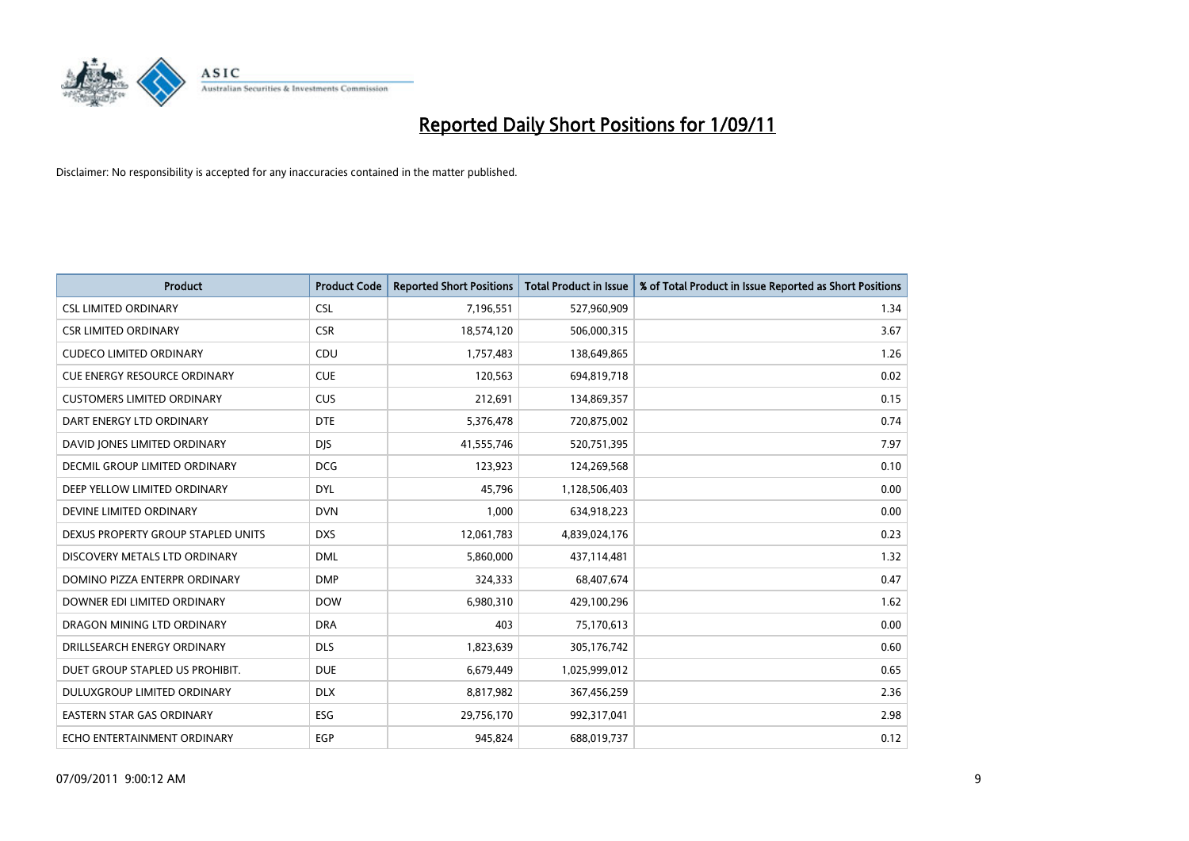# Reported Daily Short Positions for 1/09/11

Disclaimer: No responsibility is accepted for any inaccuracies contained in the matter published.

| Product | Product Code | Reported Short Positions | Total Product in Issue | % of Total Product in Issue Reported as Short Positions |
|---|---|---|---|---|
| CSL LIMITED ORDINARY | CSL | 7,196,551 | 527,960,909 | 1.34 |
| CSR LIMITED ORDINARY | CSR | 18,574,120 | 506,000,315 | 3.67 |
| CUDECO LIMITED ORDINARY | CDU | 1,757,483 | 138,649,865 | 1.26 |
| CUE ENERGY RESOURCE ORDINARY | CUE | 120,563 | 694,819,718 | 0.02 |
| CUSTOMERS LIMITED ORDINARY | CUS | 212,691 | 134,869,357 | 0.15 |
| DART ENERGY LTD ORDINARY | DTE | 5,376,478 | 720,875,002 | 0.74 |
| DAVID JONES LIMITED ORDINARY | DJS | 41,555,746 | 520,751,395 | 7.97 |
| DECMIL GROUP LIMITED ORDINARY | DCG | 123,923 | 124,269,568 | 0.10 |
| DEEP YELLOW LIMITED ORDINARY | DYL | 45,796 | 1,128,506,403 | 0.00 |
| DEVINE LIMITED ORDINARY | DVN | 1,000 | 634,918,223 | 0.00 |
| DEXUS PROPERTY GROUP STAPLED UNITS | DXS | 12,061,783 | 4,839,024,176 | 0.23 |
| DISCOVERY METALS LTD ORDINARY | DML | 5,860,000 | 437,114,481 | 1.32 |
| DOMINO PIZZA ENTERPR ORDINARY | DMP | 324,333 | 68,407,674 | 0.47 |
| DOWNER EDI LIMITED ORDINARY | DOW | 6,980,310 | 429,100,296 | 1.62 |
| DRAGON MINING LTD ORDINARY | DRA | 403 | 75,170,613 | 0.00 |
| DRILLSEARCH ENERGY ORDINARY | DLS | 1,823,639 | 305,176,742 | 0.60 |
| DUET GROUP STAPLED US PROHIBIT. | DUE | 6,679,449 | 1,025,999,012 | 0.65 |
| DULUXGROUP LIMITED ORDINARY | DLX | 8,817,982 | 367,456,259 | 2.36 |
| EASTERN STAR GAS ORDINARY | ESG | 29,756,170 | 992,317,041 | 2.98 |
| ECHO ENTERTAINMENT ORDINARY | EGP | 945,824 | 688,019,737 | 0.12 |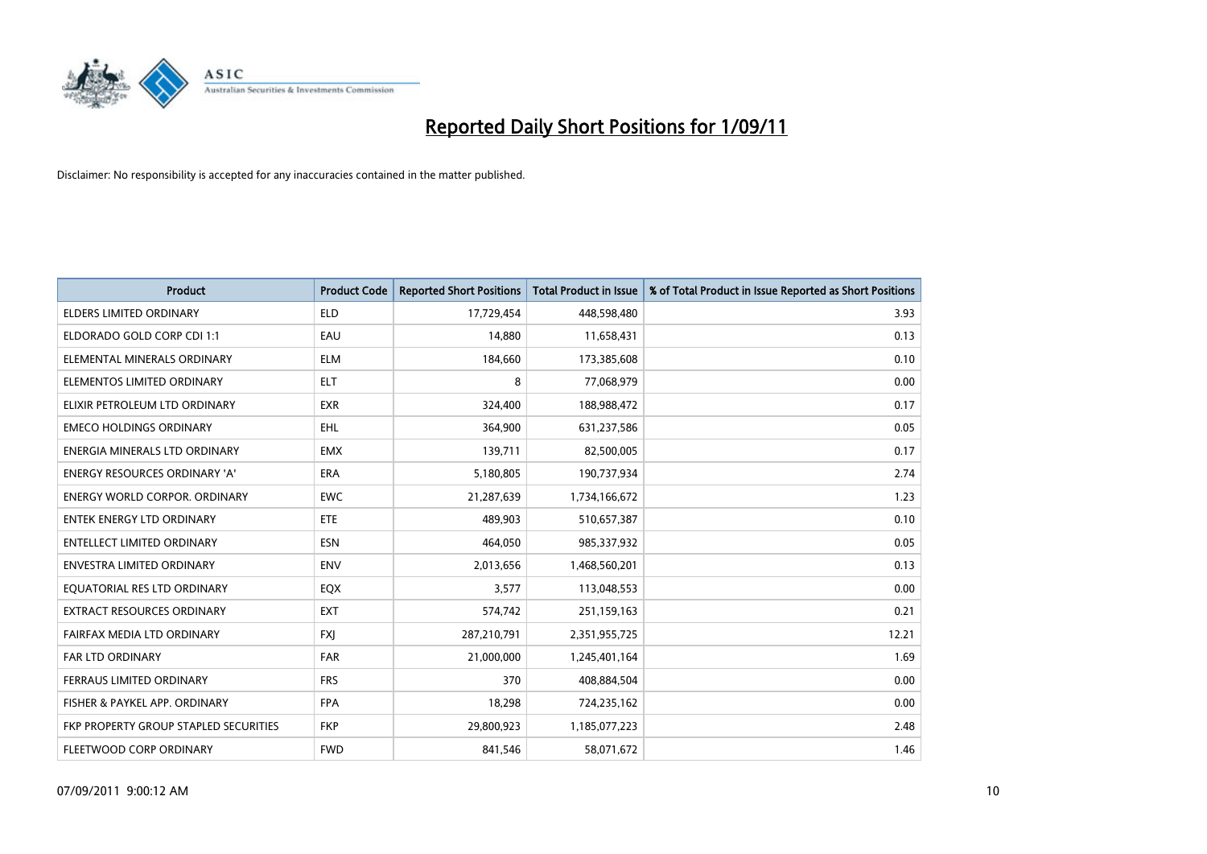# Reported Daily Short Positions for 1/09/11

Disclaimer: No responsibility is accepted for any inaccuracies contained in the matter published.

| Product | Product Code | Reported Short Positions | Total Product in Issue | % of Total Product in Issue Reported as Short Positions |
|---|---|---|---|---|
| ELDERS LIMITED ORDINARY | ELD | 17,729,454 | 448,598,480 | 3.93 |
| ELDORADO GOLD CORP CDI 1:1 | EAU | 14,880 | 11,658,431 | 0.13 |
| ELEMENTAL MINERALS ORDINARY | ELM | 184,660 | 173,385,608 | 0.10 |
| ELEMENTOS LIMITED ORDINARY | ELT | 8 | 77,068,979 | 0.00 |
| ELIXIR PETROLEUM LTD ORDINARY | EXR | 324,400 | 188,988,472 | 0.17 |
| EMECO HOLDINGS ORDINARY | EHL | 364,900 | 631,237,586 | 0.05 |
| ENERGIA MINERALS LTD ORDINARY | EMX | 139,711 | 82,500,005 | 0.17 |
| ENERGY RESOURCES ORDINARY 'A' | ERA | 5,180,805 | 190,737,934 | 2.74 |
| ENERGY WORLD CORPOR. ORDINARY | EWC | 21,287,639 | 1,734,166,672 | 1.23 |
| ENTEK ENERGY LTD ORDINARY | ETE | 489,903 | 510,657,387 | 0.10 |
| ENTELLECT LIMITED ORDINARY | ESN | 464,050 | 985,337,932 | 0.05 |
| ENVESTRA LIMITED ORDINARY | ENV | 2,013,656 | 1,468,560,201 | 0.13 |
| EQUATORIAL RES LTD ORDINARY | EQX | 3,577 | 113,048,553 | 0.00 |
| EXTRACT RESOURCES ORDINARY | EXT | 574,742 | 251,159,163 | 0.21 |
| FAIRFAX MEDIA LTD ORDINARY | FXJ | 287,210,791 | 2,351,955,725 | 12.21 |
| FAR LTD ORDINARY | FAR | 21,000,000 | 1,245,401,164 | 1.69 |
| FERRAUS LIMITED ORDINARY | FRS | 370 | 408,884,504 | 0.00 |
| FISHER & PAYKEL APP. ORDINARY | FPA | 18,298 | 724,235,162 | 0.00 |
| FKP PROPERTY GROUP STAPLED SECURITIES | FKP | 29,800,923 | 1,185,077,223 | 2.48 |
| FLEETWOOD CORP ORDINARY | FWD | 841,546 | 58,071,672 | 1.46 |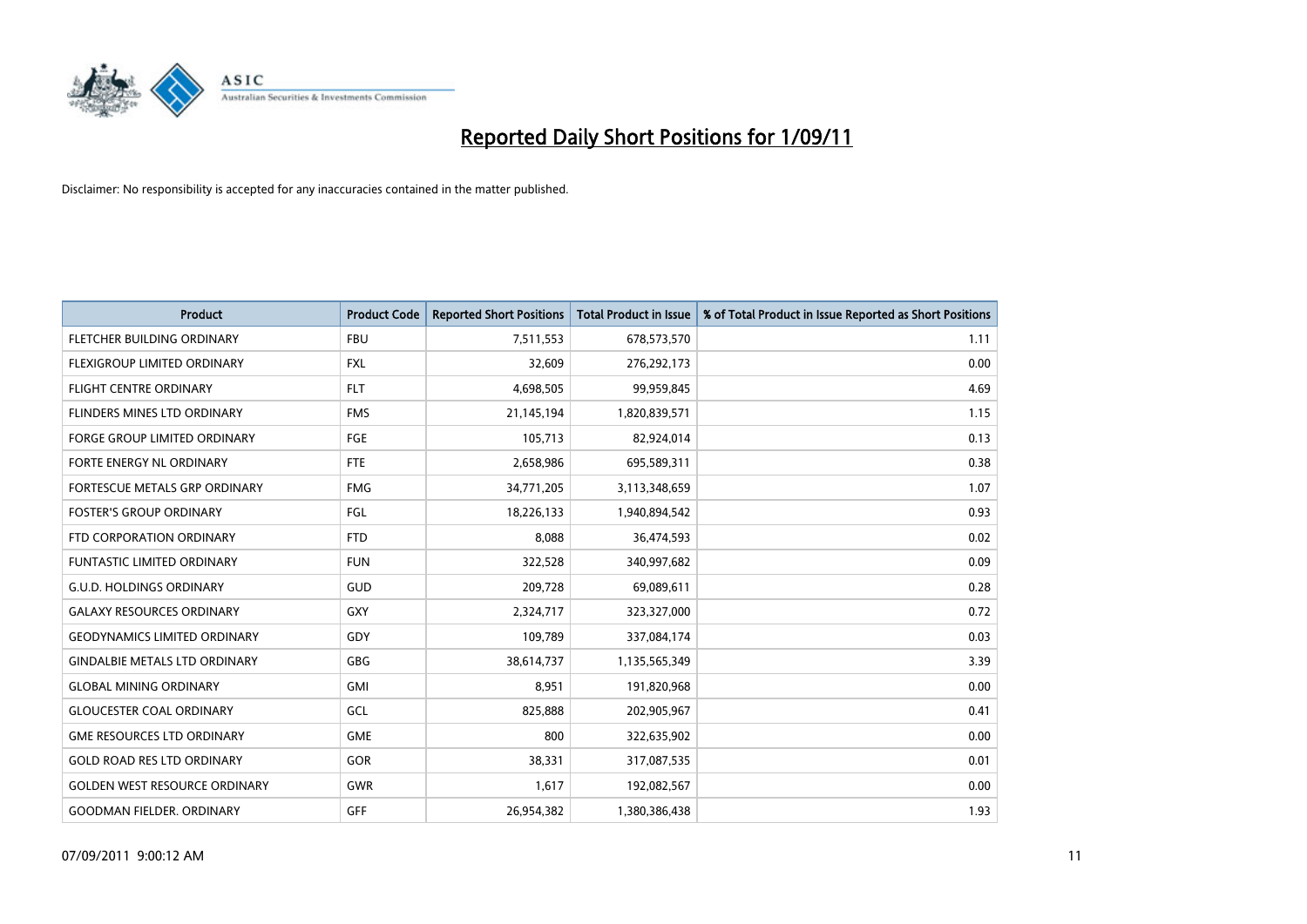# Reported Daily Short Positions for 1/09/11

Disclaimer: No responsibility is accepted for any inaccuracies contained in the matter published.

| Product | Product Code | Reported Short Positions | Total Product in Issue | % of Total Product in Issue Reported as Short Positions |
| --- | --- | --- | --- | --- |
| FLETCHER BUILDING ORDINARY | FBU | 7,511,553 | 678,573,570 | 1.11 |
| FLEXIGROUP LIMITED ORDINARY | FXL | 32,609 | 276,292,173 | 0.00 |
| FLIGHT CENTRE ORDINARY | FLT | 4,698,505 | 99,959,845 | 4.69 |
| FLINDERS MINES LTD ORDINARY | FMS | 21,145,194 | 1,820,839,571 | 1.15 |
| FORGE GROUP LIMITED ORDINARY | FGE | 105,713 | 82,924,014 | 0.13 |
| FORTE ENERGY NL ORDINARY | FTE | 2,658,986 | 695,589,311 | 0.38 |
| FORTESCUE METALS GRP ORDINARY | FMG | 34,771,205 | 3,113,348,659 | 1.07 |
| FOSTER'S GROUP ORDINARY | FGL | 18,226,133 | 1,940,894,542 | 0.93 |
| FTD CORPORATION ORDINARY | FTD | 8,088 | 36,474,593 | 0.02 |
| FUNTASTIC LIMITED ORDINARY | FUN | 322,528 | 340,997,682 | 0.09 |
| G.U.D. HOLDINGS ORDINARY | GUD | 209,728 | 69,089,611 | 0.28 |
| GALAXY RESOURCES ORDINARY | GXY | 2,324,717 | 323,327,000 | 0.72 |
| GEODYNAMICS LIMITED ORDINARY | GDY | 109,789 | 337,084,174 | 0.03 |
| GINDALBIE METALS LTD ORDINARY | GBG | 38,614,737 | 1,135,565,349 | 3.39 |
| GLOBAL MINING ORDINARY | GMI | 8,951 | 191,820,968 | 0.00 |
| GLOUCESTER COAL ORDINARY | GCL | 825,888 | 202,905,967 | 0.41 |
| GME RESOURCES LTD ORDINARY | GME | 800 | 322,635,902 | 0.00 |
| GOLD ROAD RES LTD ORDINARY | GOR | 38,331 | 317,087,535 | 0.01 |
| GOLDEN WEST RESOURCE ORDINARY | GWR | 1,617 | 192,082,567 | 0.00 |
| GOODMAN FIELDER. ORDINARY | GFF | 26,954,382 | 1,380,386,438 | 1.93 |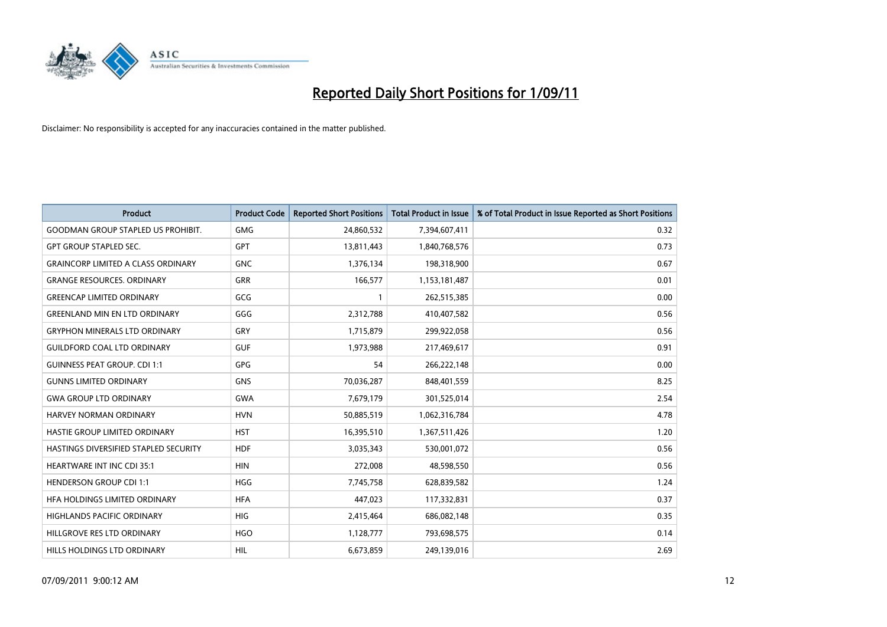# Reported Daily Short Positions for 1/09/11

Disclaimer: No responsibility is accepted for any inaccuracies contained in the matter published.

| Product | Product Code | Reported Short Positions | Total Product in Issue | % of Total Product in Issue Reported as Short Positions |
|---|---|---|---|---|
| GOODMAN GROUP STAPLED US PROHIBIT. | GMG | 24,860,532 | 7,394,607,411 | 0.32 |
| GPT GROUP STAPLED SEC. | GPT | 13,811,443 | 1,840,768,576 | 0.73 |
| GRAINCORP LIMITED A CLASS ORDINARY | GNC | 1,376,134 | 198,318,900 | 0.67 |
| GRANGE RESOURCES. ORDINARY | GRR | 166,577 | 1,153,181,487 | 0.01 |
| GREENCAP LIMITED ORDINARY | GCG | 1 | 262,515,385 | 0.00 |
| GREENLAND MIN EN LTD ORDINARY | GGG | 2,312,788 | 410,407,582 | 0.56 |
| GRYPHON MINERALS LTD ORDINARY | GRY | 1,715,879 | 299,922,058 | 0.56 |
| GUILDFORD COAL LTD ORDINARY | GUF | 1,973,988 | 217,469,617 | 0.91 |
| GUINNESS PEAT GROUP. CDI 1:1 | GPG | 54 | 266,222,148 | 0.00 |
| GUNNS LIMITED ORDINARY | GNS | 70,036,287 | 848,401,559 | 8.25 |
| GWA GROUP LTD ORDINARY | GWA | 7,679,179 | 301,525,014 | 2.54 |
| HARVEY NORMAN ORDINARY | HVN | 50,885,519 | 1,062,316,784 | 4.78 |
| HASTIE GROUP LIMITED ORDINARY | HST | 16,395,510 | 1,367,511,426 | 1.20 |
| HASTINGS DIVERSIFIED STAPLED SECURITY | HDF | 3,035,343 | 530,001,072 | 0.56 |
| HEARTWARE INT INC CDI 35:1 | HIN | 272,008 | 48,598,550 | 0.56 |
| HENDERSON GROUP CDI 1:1 | HGG | 7,745,758 | 628,839,582 | 1.24 |
| HFA HOLDINGS LIMITED ORDINARY | HFA | 447,023 | 117,332,831 | 0.37 |
| HIGHLANDS PACIFIC ORDINARY | HIG | 2,415,464 | 686,082,148 | 0.35 |
| HILLGROVE RES LTD ORDINARY | HGO | 1,128,777 | 793,698,575 | 0.14 |
| HILLS HOLDINGS LTD ORDINARY | HIL | 6,673,859 | 249,139,016 | 2.69 |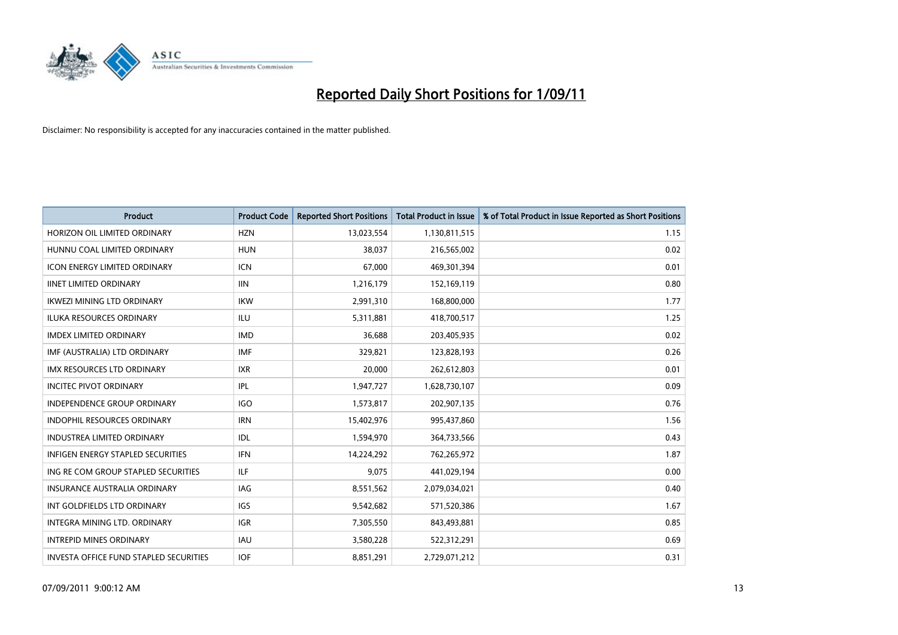# Reported Daily Short Positions for 1/09/11

Disclaimer: No responsibility is accepted for any inaccuracies contained in the matter published.

| Product | Product Code | Reported Short Positions | Total Product in Issue | % of Total Product in Issue Reported as Short Positions |
|---|---|---|---|---|
| HORIZON OIL LIMITED ORDINARY | HZN | 13,023,554 | 1,130,811,515 | 1.15 |
| HUNNU COAL LIMITED ORDINARY | HUN | 38,037 | 216,565,002 | 0.02 |
| ICON ENERGY LIMITED ORDINARY | ICN | 67,000 | 469,301,394 | 0.01 |
| IINET LIMITED ORDINARY | IIN | 1,216,179 | 152,169,119 | 0.80 |
| IKWEZI MINING LTD ORDINARY | IKW | 2,991,310 | 168,800,000 | 1.77 |
| ILUKA RESOURCES ORDINARY | ILU | 5,311,881 | 418,700,517 | 1.25 |
| IMDEX LIMITED ORDINARY | IMD | 36,688 | 203,405,935 | 0.02 |
| IMF (AUSTRALIA) LTD ORDINARY | IMF | 329,821 | 123,828,193 | 0.26 |
| IMX RESOURCES LTD ORDINARY | IXR | 20,000 | 262,612,803 | 0.01 |
| INCITEC PIVOT ORDINARY | IPL | 1,947,727 | 1,628,730,107 | 0.09 |
| INDEPENDENCE GROUP ORDINARY | IGO | 1,573,817 | 202,907,135 | 0.76 |
| INDOPHIL RESOURCES ORDINARY | IRN | 15,402,976 | 995,437,860 | 1.56 |
| INDUSTREA LIMITED ORDINARY | IDL | 1,594,970 | 364,733,566 | 0.43 |
| INFIGEN ENERGY STAPLED SECURITIES | IFN | 14,224,292 | 762,265,972 | 1.87 |
| ING RE COM GROUP STAPLED SECURITIES | ILF | 9,075 | 441,029,194 | 0.00 |
| INSURANCE AUSTRALIA ORDINARY | IAG | 8,551,562 | 2,079,034,021 | 0.40 |
| INT GOLDFIELDS LTD ORDINARY | IGS | 9,542,682 | 571,520,386 | 1.67 |
| INTEGRA MINING LTD. ORDINARY | IGR | 7,305,550 | 843,493,881 | 0.85 |
| INTREPID MINES ORDINARY | IAU | 3,580,228 | 522,312,291 | 0.69 |
| INVESTA OFFICE FUND STAPLED SECURITIES | IOF | 8,851,291 | 2,729,071,212 | 0.31 |

07/09/2011 9:00:12 AM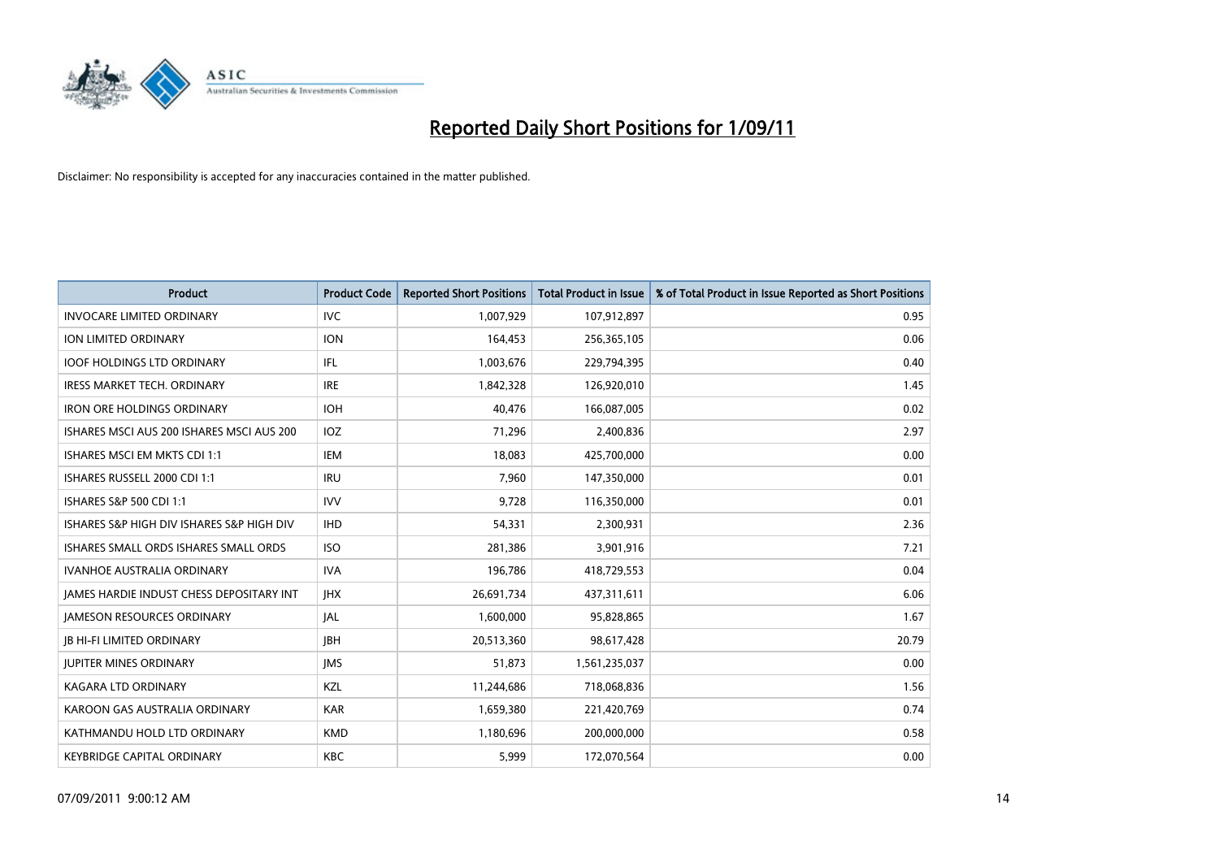# Reported Daily Short Positions for 1/09/11

Disclaimer: No responsibility is accepted for any inaccuracies contained in the matter published.

| Product | Product Code | Reported Short Positions | Total Product in Issue | % of Total Product in Issue Reported as Short Positions |
|---|---|---|---|---|
| INVOCARE LIMITED ORDINARY | IVC | 1,007,929 | 107,912,897 | 0.95 |
| ION LIMITED ORDINARY | ION | 164,453 | 256,365,105 | 0.06 |
| IOOF HOLDINGS LTD ORDINARY | IFL | 1,003,676 | 229,794,395 | 0.40 |
| IRESS MARKET TECH. ORDINARY | IRE | 1,842,328 | 126,920,010 | 1.45 |
| IRON ORE HOLDINGS ORDINARY | IOH | 40,476 | 166,087,005 | 0.02 |
| ISHARES MSCI AUS 200 ISHARES MSCI AUS 200 | IOZ | 71,296 | 2,400,836 | 2.97 |
| ISHARES MSCI EM MKTS CDI 1:1 | IEM | 18,083 | 425,700,000 | 0.00 |
| ISHARES RUSSELL 2000 CDI 1:1 | IRU | 7,960 | 147,350,000 | 0.01 |
| ISHARES S&P 500 CDI 1:1 | IVV | 9,728 | 116,350,000 | 0.01 |
| ISHARES S&P HIGH DIV ISHARES S&P HIGH DIV | IHD | 54,331 | 2,300,931 | 2.36 |
| ISHARES SMALL ORDS ISHARES SMALL ORDS | ISO | 281,386 | 3,901,916 | 7.21 |
| IVANHOE AUSTRALIA ORDINARY | IVA | 196,786 | 418,729,553 | 0.04 |
| JAMES HARDIE INDUST CHESS DEPOSITARY INT | JHX | 26,691,734 | 437,311,611 | 6.06 |
| JAMESON RESOURCES ORDINARY | JAL | 1,600,000 | 95,828,865 | 1.67 |
| JB HI-FI LIMITED ORDINARY | JBH | 20,513,360 | 98,617,428 | 20.79 |
| JUPITER MINES ORDINARY | JMS | 51,873 | 1,561,235,037 | 0.00 |
| KAGARA LTD ORDINARY | KZL | 11,244,686 | 718,068,836 | 1.56 |
| KAROON GAS AUSTRALIA ORDINARY | KAR | 1,659,380 | 221,420,769 | 0.74 |
| KATHMANDU HOLD LTD ORDINARY | KMD | 1,180,696 | 200,000,000 | 0.58 |
| KEYBRIDGE CAPITAL ORDINARY | KBC | 5,999 | 172,070,564 | 0.00 |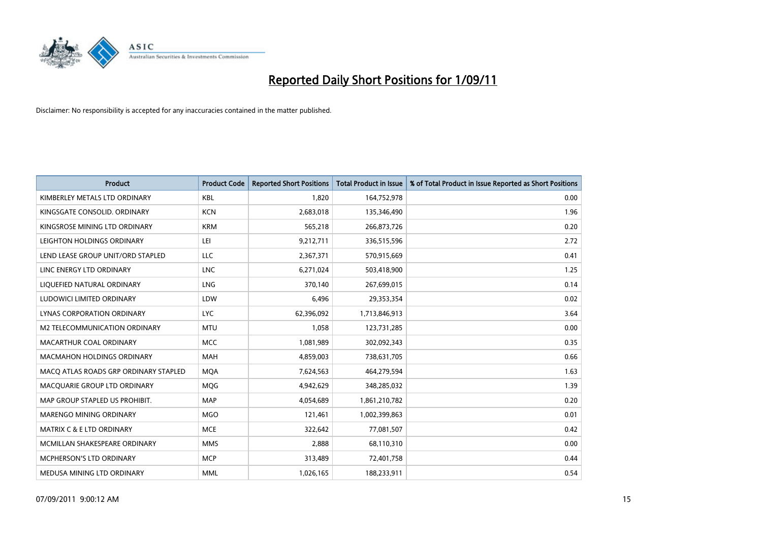# Reported Daily Short Positions for 1/09/11

Disclaimer: No responsibility is accepted for any inaccuracies contained in the matter published.

| Product | Product Code | Reported Short Positions | Total Product in Issue | % of Total Product in Issue Reported as Short Positions |
|---|---|---|---|---|
| KIMBERLEY METALS LTD ORDINARY | KBL | 1,820 | 164,752,978 | 0.00 |
| KINGSGATE CONSOLID. ORDINARY | KCN | 2,683,018 | 135,346,490 | 1.96 |
| KINGSROSE MINING LTD ORDINARY | KRM | 565,218 | 266,873,726 | 0.20 |
| LEIGHTON HOLDINGS ORDINARY | LEI | 9,212,711 | 336,515,596 | 2.72 |
| LEND LEASE GROUP UNIT/ORD STAPLED | LLC | 2,367,371 | 570,915,669 | 0.41 |
| LINC ENERGY LTD ORDINARY | LNC | 6,271,024 | 503,418,900 | 1.25 |
| LIQUEFIED NATURAL ORDINARY | LNG | 370,140 | 267,699,015 | 0.14 |
| LUDOWICI LIMITED ORDINARY | LDW | 6,496 | 29,353,354 | 0.02 |
| LYNAS CORPORATION ORDINARY | LYC | 62,396,092 | 1,713,846,913 | 3.64 |
| M2 TELECOMMUNICATION ORDINARY | MTU | 1,058 | 123,731,285 | 0.00 |
| MACARTHUR COAL ORDINARY | MCC | 1,081,989 | 302,092,343 | 0.35 |
| MACMAHON HOLDINGS ORDINARY | MAH | 4,859,003 | 738,631,705 | 0.66 |
| MACQ ATLAS ROADS GRP ORDINARY STAPLED | MQA | 7,624,563 | 464,279,594 | 1.63 |
| MACQUARIE GROUP LTD ORDINARY | MQG | 4,942,629 | 348,285,032 | 1.39 |
| MAP GROUP STAPLED US PROHIBIT. | MAP | 4,054,689 | 1,861,210,782 | 0.20 |
| MARENGO MINING ORDINARY | MGO | 121,461 | 1,002,399,863 | 0.01 |
| MATRIX C & E LTD ORDINARY | MCE | 322,642 | 77,081,507 | 0.42 |
| MCMILLAN SHAKESPEARE ORDINARY | MMS | 2,888 | 68,110,310 | 0.00 |
| MCPHERSON'S LTD ORDINARY | MCP | 313,489 | 72,401,758 | 0.44 |
| MEDUSA MINING LTD ORDINARY | MML | 1,026,165 | 188,233,911 | 0.54 |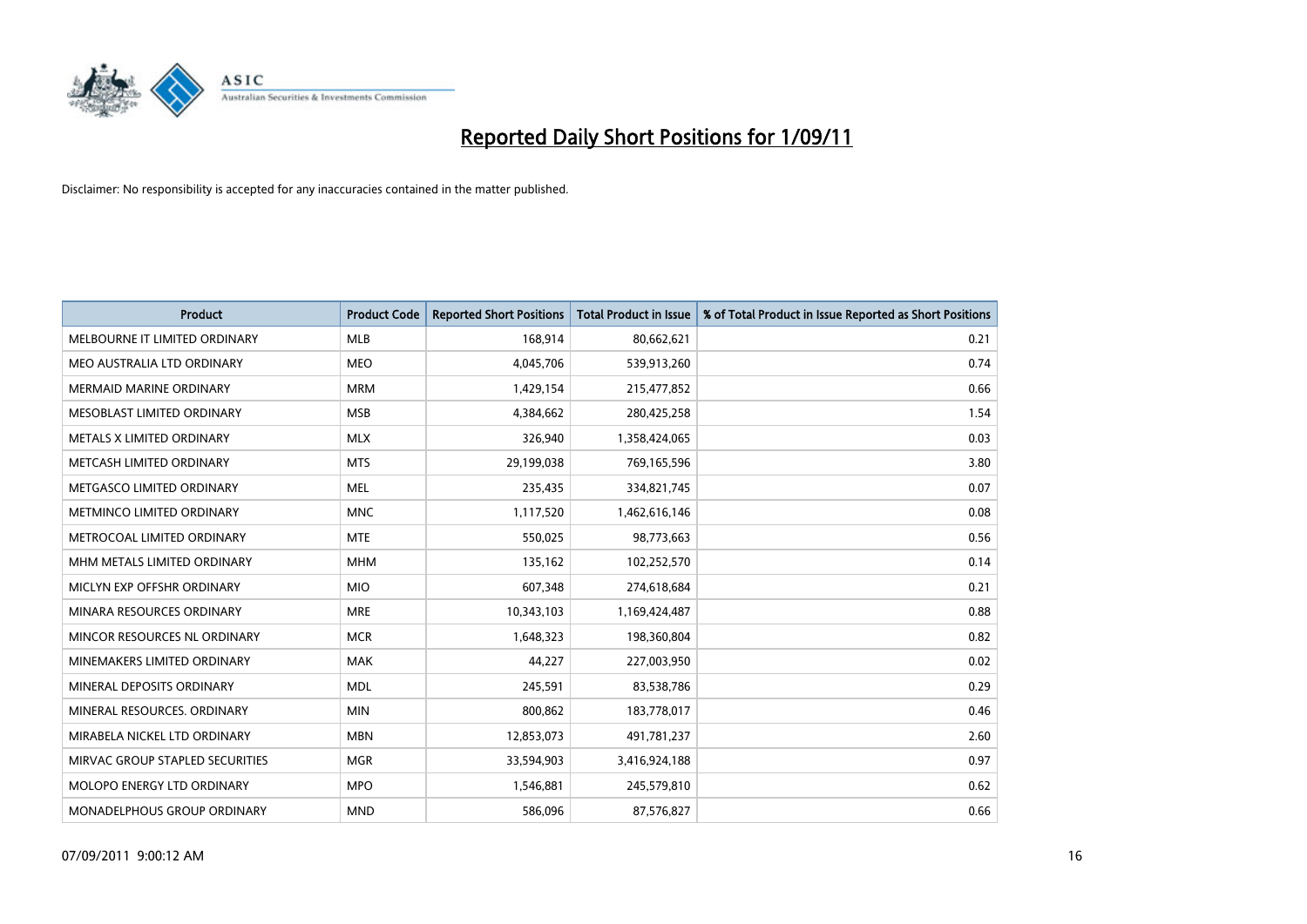# Reported Daily Short Positions for 1/09/11

Disclaimer: No responsibility is accepted for any inaccuracies contained in the matter published.

| Product | Product Code | Reported Short Positions | Total Product in Issue | % of Total Product in Issue Reported as Short Positions |
|---|---|---|---|---|
| MELBOURNE IT LIMITED ORDINARY | MLB | 168,914 | 80,662,621 | 0.21 |
| MEO AUSTRALIA LTD ORDINARY | MEO | 4,045,706 | 539,913,260 | 0.74 |
| MERMAID MARINE ORDINARY | MRM | 1,429,154 | 215,477,852 | 0.66 |
| MESOBLAST LIMITED ORDINARY | MSB | 4,384,662 | 280,425,258 | 1.54 |
| METALS X LIMITED ORDINARY | MLX | 326,940 | 1,358,424,065 | 0.03 |
| METCASH LIMITED ORDINARY | MTS | 29,199,038 | 769,165,596 | 3.80 |
| METGASCO LIMITED ORDINARY | MEL | 235,435 | 334,821,745 | 0.07 |
| METMINCO LIMITED ORDINARY | MNC | 1,117,520 | 1,462,616,146 | 0.08 |
| METROCOAL LIMITED ORDINARY | MTE | 550,025 | 98,773,663 | 0.56 |
| MHM METALS LIMITED ORDINARY | MHM | 135,162 | 102,252,570 | 0.14 |
| MICLYN EXP OFFSHR ORDINARY | MIO | 607,348 | 274,618,684 | 0.21 |
| MINARA RESOURCES ORDINARY | MRE | 10,343,103 | 1,169,424,487 | 0.88 |
| MINCOR RESOURCES NL ORDINARY | MCR | 1,648,323 | 198,360,804 | 0.82 |
| MINEMAKERS LIMITED ORDINARY | MAK | 44,227 | 227,003,950 | 0.02 |
| MINERAL DEPOSITS ORDINARY | MDL | 245,591 | 83,538,786 | 0.29 |
| MINERAL RESOURCES. ORDINARY | MIN | 800,862 | 183,778,017 | 0.46 |
| MIRABELA NICKEL LTD ORDINARY | MBN | 12,853,073 | 491,781,237 | 2.60 |
| MIRVAC GROUP STAPLED SECURITIES | MGR | 33,594,903 | 3,416,924,188 | 0.97 |
| MOLOPO ENERGY LTD ORDINARY | MPO | 1,546,881 | 245,579,810 | 0.62 |
| MONADELPHOUS GROUP ORDINARY | MND | 586,096 | 87,576,827 | 0.66 |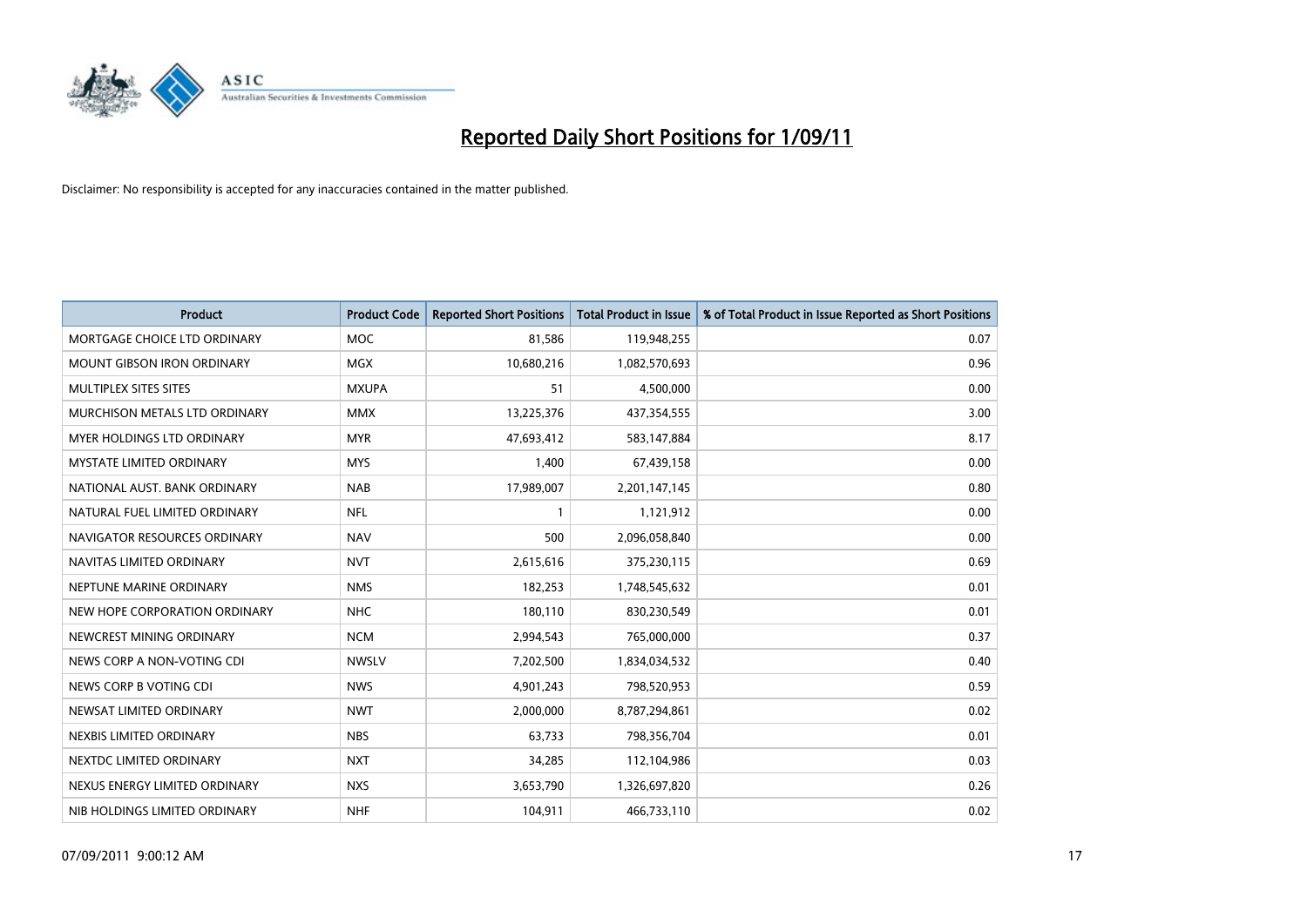# Reported Daily Short Positions for 1/09/11

Disclaimer: No responsibility is accepted for any inaccuracies contained in the matter published.

| Product | Product Code | Reported Short Positions | Total Product in Issue | % of Total Product in Issue Reported as Short Positions |
|---|---|---|---|---|
| MORTGAGE CHOICE LTD ORDINARY | MOC | 81,586 | 119,948,255 | 0.07 |
| MOUNT GIBSON IRON ORDINARY | MGX | 10,680,216 | 1,082,570,693 | 0.96 |
| MULTIPLEX SITES SITES | MXUPA | 51 | 4,500,000 | 0.00 |
| MURCHISON METALS LTD ORDINARY | MMX | 13,225,376 | 437,354,555 | 3.00 |
| MYER HOLDINGS LTD ORDINARY | MYR | 47,693,412 | 583,147,884 | 8.17 |
| MYSTATE LIMITED ORDINARY | MYS | 1,400 | 67,439,158 | 0.00 |
| NATIONAL AUST. BANK ORDINARY | NAB | 17,989,007 | 2,201,147,145 | 0.80 |
| NATURAL FUEL LIMITED ORDINARY | NFL | 1 | 1,121,912 | 0.00 |
| NAVIGATOR RESOURCES ORDINARY | NAV | 500 | 2,096,058,840 | 0.00 |
| NAVITAS LIMITED ORDINARY | NVT | 2,615,616 | 375,230,115 | 0.69 |
| NEPTUNE MARINE ORDINARY | NMS | 182,253 | 1,748,545,632 | 0.01 |
| NEW HOPE CORPORATION ORDINARY | NHC | 180,110 | 830,230,549 | 0.01 |
| NEWCREST MINING ORDINARY | NCM | 2,994,543 | 765,000,000 | 0.37 |
| NEWS CORP A NON-VOTING CDI | NWSLV | 7,202,500 | 1,834,034,532 | 0.40 |
| NEWS CORP B VOTING CDI | NWS | 4,901,243 | 798,520,953 | 0.59 |
| NEWSAT LIMITED ORDINARY | NWT | 2,000,000 | 8,787,294,861 | 0.02 |
| NEXBIS LIMITED ORDINARY | NBS | 63,733 | 798,356,704 | 0.01 |
| NEXTDC LIMITED ORDINARY | NXT | 34,285 | 112,104,986 | 0.03 |
| NEXUS ENERGY LIMITED ORDINARY | NXS | 3,653,790 | 1,326,697,820 | 0.26 |
| NIB HOLDINGS LIMITED ORDINARY | NHF | 104,911 | 466,733,110 | 0.02 |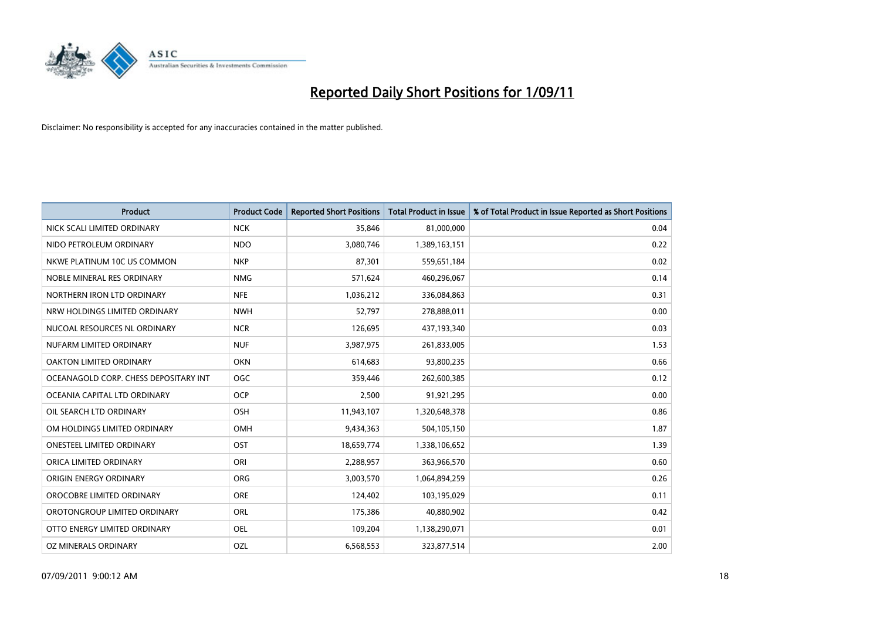# Reported Daily Short Positions for 1/09/11

Disclaimer: No responsibility is accepted for any inaccuracies contained in the matter published.

| Product | Product Code | Reported Short Positions | Total Product in Issue | % of Total Product in Issue Reported as Short Positions |
|---|---|---|---|---|
| NICK SCALI LIMITED ORDINARY | NCK | 35,846 | 81,000,000 | 0.04 |
| NIDO PETROLEUM ORDINARY | NDO | 3,080,746 | 1,389,163,151 | 0.22 |
| NKWE PLATINUM 10C US COMMON | NKP | 87,301 | 559,651,184 | 0.02 |
| NOBLE MINERAL RES ORDINARY | NMG | 571,624 | 460,296,067 | 0.14 |
| NORTHERN IRON LTD ORDINARY | NFE | 1,036,212 | 336,084,863 | 0.31 |
| NRW HOLDINGS LIMITED ORDINARY | NWH | 52,797 | 278,888,011 | 0.00 |
| NUCOAL RESOURCES NL ORDINARY | NCR | 126,695 | 437,193,340 | 0.03 |
| NUFARM LIMITED ORDINARY | NUF | 3,987,975 | 261,833,005 | 1.53 |
| OAKTON LIMITED ORDINARY | OKN | 614,683 | 93,800,235 | 0.66 |
| OCEANAGOLD CORP. CHESS DEPOSITARY INT | OGC | 359,446 | 262,600,385 | 0.12 |
| OCEANIA CAPITAL LTD ORDINARY | OCP | 2,500 | 91,921,295 | 0.00 |
| OIL SEARCH LTD ORDINARY | OSH | 11,943,107 | 1,320,648,378 | 0.86 |
| OM HOLDINGS LIMITED ORDINARY | OMH | 9,434,363 | 504,105,150 | 1.87 |
| ONESTEEL LIMITED ORDINARY | OST | 18,659,774 | 1,338,106,652 | 1.39 |
| ORICA LIMITED ORDINARY | ORI | 2,288,957 | 363,966,570 | 0.60 |
| ORIGIN ENERGY ORDINARY | ORG | 3,003,570 | 1,064,894,259 | 0.26 |
| OROCOBRE LIMITED ORDINARY | ORE | 124,402 | 103,195,029 | 0.11 |
| OROTONGROUP LIMITED ORDINARY | ORL | 175,386 | 40,880,902 | 0.42 |
| OTTO ENERGY LIMITED ORDINARY | OEL | 109,204 | 1,138,290,071 | 0.01 |
| OZ MINERALS ORDINARY | OZL | 6,568,553 | 323,877,514 | 2.00 |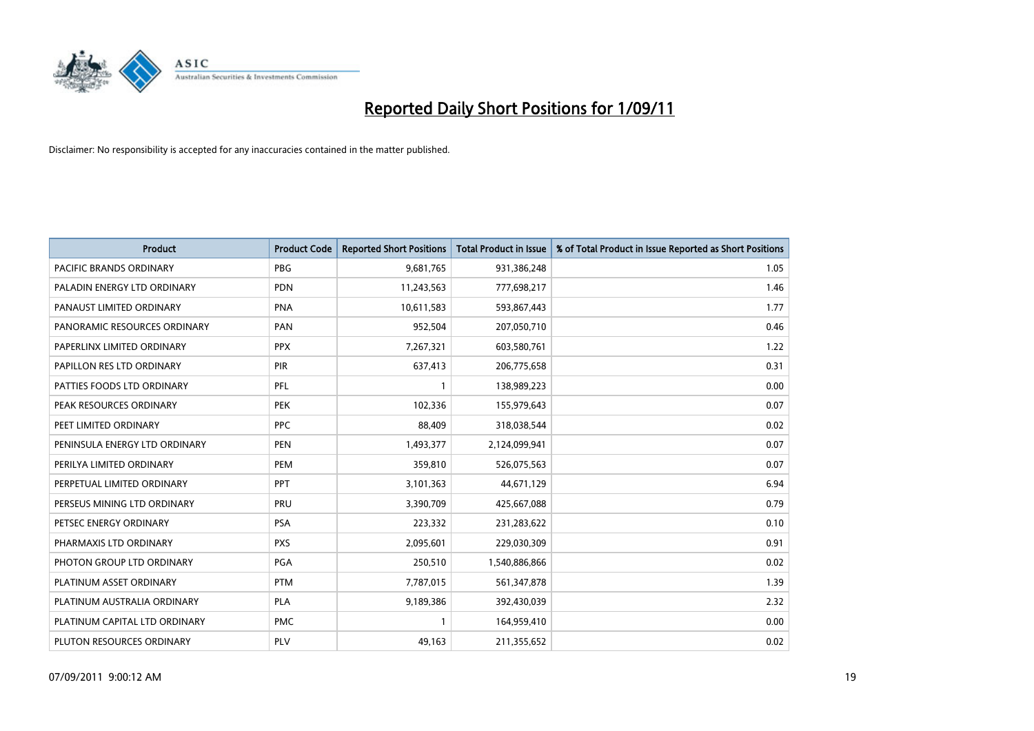# Reported Daily Short Positions for 1/09/11

Disclaimer: No responsibility is accepted for any inaccuracies contained in the matter published.

| Product | Product Code | Reported Short Positions | Total Product in Issue | % of Total Product in Issue Reported as Short Positions |
|---|---|---|---|---|
| PACIFIC BRANDS ORDINARY | PBG | 9,681,765 | 931,386,248 | 1.05 |
| PALADIN ENERGY LTD ORDINARY | PDN | 11,243,563 | 777,698,217 | 1.46 |
| PANAUST LIMITED ORDINARY | PNA | 10,611,583 | 593,867,443 | 1.77 |
| PANORAMIC RESOURCES ORDINARY | PAN | 952,504 | 207,050,710 | 0.46 |
| PAPERLINX LIMITED ORDINARY | PPX | 7,267,321 | 603,580,761 | 1.22 |
| PAPILLON RES LTD ORDINARY | PIR | 637,413 | 206,775,658 | 0.31 |
| PATTIES FOODS LTD ORDINARY | PFL | 1 | 138,989,223 | 0.00 |
| PEAK RESOURCES ORDINARY | PEK | 102,336 | 155,979,643 | 0.07 |
| PEET LIMITED ORDINARY | PPC | 88,409 | 318,038,544 | 0.02 |
| PENINSULA ENERGY LTD ORDINARY | PEN | 1,493,377 | 2,124,099,941 | 0.07 |
| PERILYA LIMITED ORDINARY | PEM | 359,810 | 526,075,563 | 0.07 |
| PERPETUAL LIMITED ORDINARY | PPT | 3,101,363 | 44,671,129 | 6.94 |
| PERSEUS MINING LTD ORDINARY | PRU | 3,390,709 | 425,667,088 | 0.79 |
| PETSEC ENERGY ORDINARY | PSA | 223,332 | 231,283,622 | 0.10 |
| PHARMAXIS LTD ORDINARY | PXS | 2,095,601 | 229,030,309 | 0.91 |
| PHOTON GROUP LTD ORDINARY | PGA | 250,510 | 1,540,886,866 | 0.02 |
| PLATINUM ASSET ORDINARY | PTM | 7,787,015 | 561,347,878 | 1.39 |
| PLATINUM AUSTRALIA ORDINARY | PLA | 9,189,386 | 392,430,039 | 2.32 |
| PLATINUM CAPITAL LTD ORDINARY | PMC | 1 | 164,959,410 | 0.00 |
| PLUTON RESOURCES ORDINARY | PLV | 49,163 | 211,355,652 | 0.02 |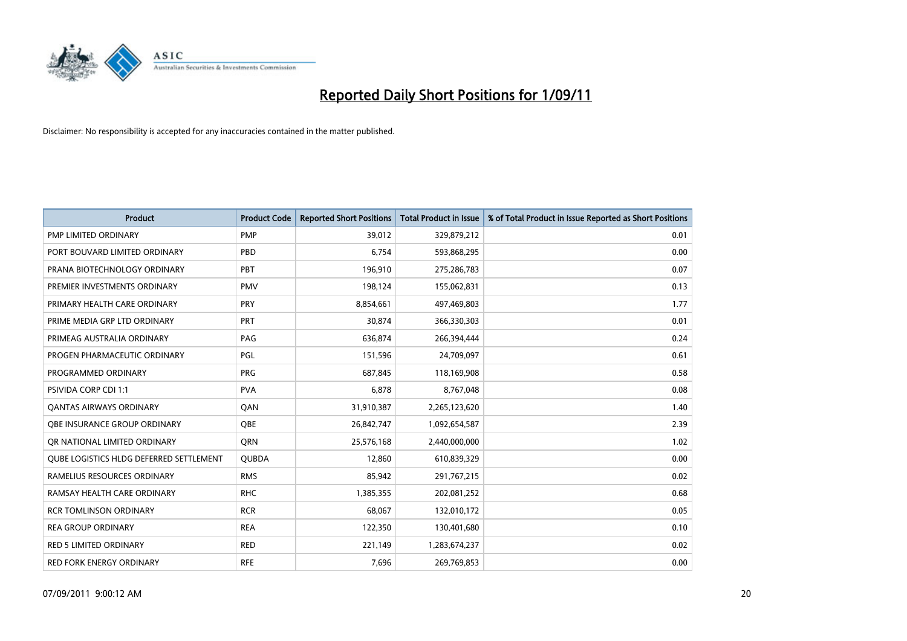# Reported Daily Short Positions for 1/09/11

Disclaimer: No responsibility is accepted for any inaccuracies contained in the matter published.

| Product | Product Code | Reported Short Positions | Total Product in Issue | % of Total Product in Issue Reported as Short Positions |
|---|---|---|---|---|
| PMP LIMITED ORDINARY | PMP | 39,012 | 329,879,212 | 0.01 |
| PORT BOUVARD LIMITED ORDINARY | PBD | 6,754 | 593,868,295 | 0.00 |
| PRANA BIOTECHNOLOGY ORDINARY | PBT | 196,910 | 275,286,783 | 0.07 |
| PREMIER INVESTMENTS ORDINARY | PMV | 198,124 | 155,062,831 | 0.13 |
| PRIMARY HEALTH CARE ORDINARY | PRY | 8,854,661 | 497,469,803 | 1.77 |
| PRIME MEDIA GRP LTD ORDINARY | PRT | 30,874 | 366,330,303 | 0.01 |
| PRIMEAG AUSTRALIA ORDINARY | PAG | 636,874 | 266,394,444 | 0.24 |
| PROGEN PHARMACEUTIC ORDINARY | PGL | 151,596 | 24,709,097 | 0.61 |
| PROGRAMMED ORDINARY | PRG | 687,845 | 118,169,908 | 0.58 |
| PSIVIDA CORP CDI 1:1 | PVA | 6,878 | 8,767,048 | 0.08 |
| QANTAS AIRWAYS ORDINARY | QAN | 31,910,387 | 2,265,123,620 | 1.40 |
| QBE INSURANCE GROUP ORDINARY | QBE | 26,842,747 | 1,092,654,587 | 2.39 |
| QR NATIONAL LIMITED ORDINARY | QRN | 25,576,168 | 2,440,000,000 | 1.02 |
| QUBE LOGISTICS HLDG DEFERRED SETTLEMENT | QUBDA | 12,860 | 610,839,329 | 0.00 |
| RAMELIUS RESOURCES ORDINARY | RMS | 85,942 | 291,767,215 | 0.02 |
| RAMSAY HEALTH CARE ORDINARY | RHC | 1,385,355 | 202,081,252 | 0.68 |
| RCR TOMLINSON ORDINARY | RCR | 68,067 | 132,010,172 | 0.05 |
| REA GROUP ORDINARY | REA | 122,350 | 130,401,680 | 0.10 |
| RED 5 LIMITED ORDINARY | RED | 221,149 | 1,283,674,237 | 0.02 |
| RED FORK ENERGY ORDINARY | RFE | 7,696 | 269,769,853 | 0.00 |

07/09/2011 9:00:12 AM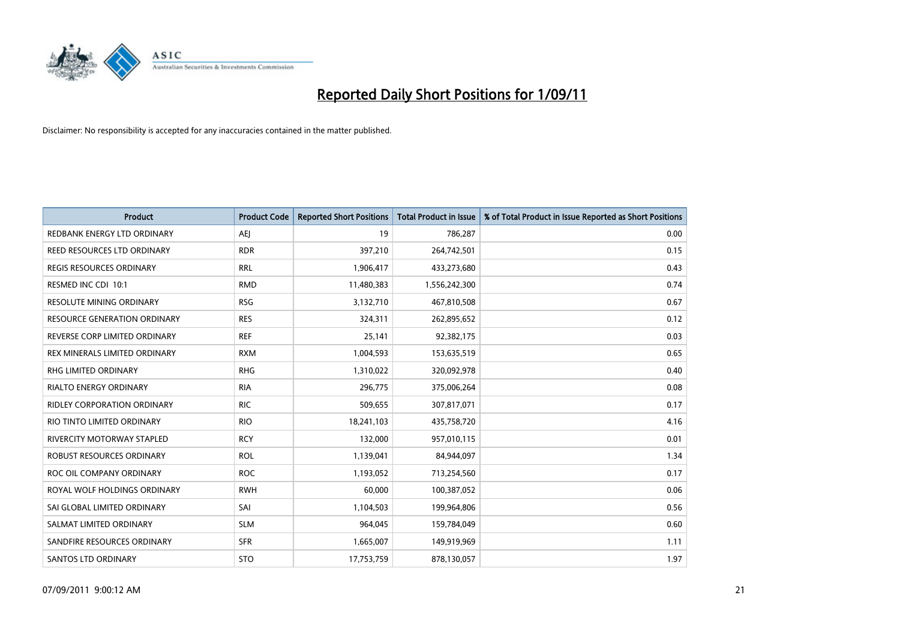# Reported Daily Short Positions for 1/09/11

Disclaimer: No responsibility is accepted for any inaccuracies contained in the matter published.

| Product | Product Code | Reported Short Positions | Total Product in Issue | % of Total Product in Issue Reported as Short Positions |
|---|---|---|---|---|
| REDBANK ENERGY LTD ORDINARY | AEJ | 19 | 786,287 | 0.00 |
| REED RESOURCES LTD ORDINARY | RDR | 397,210 | 264,742,501 | 0.15 |
| REGIS RESOURCES ORDINARY | RRL | 1,906,417 | 433,273,680 | 0.43 |
| RESMED INC CDI 10:1 | RMD | 11,480,383 | 1,556,242,300 | 0.74 |
| RESOLUTE MINING ORDINARY | RSG | 3,132,710 | 467,810,508 | 0.67 |
| RESOURCE GENERATION ORDINARY | RES | 324,311 | 262,895,652 | 0.12 |
| REVERSE CORP LIMITED ORDINARY | REF | 25,141 | 92,382,175 | 0.03 |
| REX MINERALS LIMITED ORDINARY | RXM | 1,004,593 | 153,635,519 | 0.65 |
| RHG LIMITED ORDINARY | RHG | 1,310,022 | 320,092,978 | 0.40 |
| RIALTO ENERGY ORDINARY | RIA | 296,775 | 375,006,264 | 0.08 |
| RIDLEY CORPORATION ORDINARY | RIC | 509,655 | 307,817,071 | 0.17 |
| RIO TINTO LIMITED ORDINARY | RIO | 18,241,103 | 435,758,720 | 4.16 |
| RIVERCITY MOTORWAY STAPLED | RCY | 132,000 | 957,010,115 | 0.01 |
| ROBUST RESOURCES ORDINARY | ROL | 1,139,041 | 84,944,097 | 1.34 |
| ROC OIL COMPANY ORDINARY | ROC | 1,193,052 | 713,254,560 | 0.17 |
| ROYAL WOLF HOLDINGS ORDINARY | RWH | 60,000 | 100,387,052 | 0.06 |
| SAI GLOBAL LIMITED ORDINARY | SAI | 1,104,503 | 199,964,806 | 0.56 |
| SALMAT LIMITED ORDINARY | SLM | 964,045 | 159,784,049 | 0.60 |
| SANDFIRE RESOURCES ORDINARY | SFR | 1,665,007 | 149,919,969 | 1.11 |
| SANTOS LTD ORDINARY | STO | 17,753,759 | 878,130,057 | 1.97 |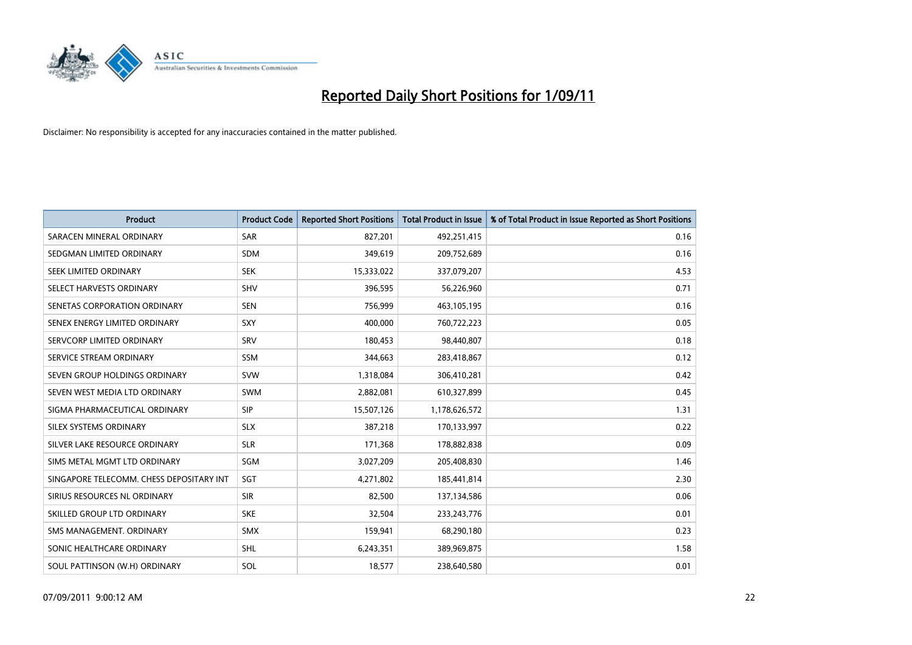# Reported Daily Short Positions for 1/09/11

Disclaimer: No responsibility is accepted for any inaccuracies contained in the matter published.

| Product | Product Code | Reported Short Positions | Total Product in Issue | % of Total Product in Issue Reported as Short Positions |
|---|---|---|---|---|
| SARACEN MINERAL ORDINARY | SAR | 827,201 | 492,251,415 | 0.16 |
| SEDGMAN LIMITED ORDINARY | SDM | 349,619 | 209,752,689 | 0.16 |
| SEEK LIMITED ORDINARY | SEK | 15,333,022 | 337,079,207 | 4.53 |
| SELECT HARVESTS ORDINARY | SHV | 396,595 | 56,226,960 | 0.71 |
| SENETAS CORPORATION ORDINARY | SEN | 756,999 | 463,105,195 | 0.16 |
| SENEX ENERGY LIMITED ORDINARY | SXY | 400,000 | 760,722,223 | 0.05 |
| SERVCORP LIMITED ORDINARY | SRV | 180,453 | 98,440,807 | 0.18 |
| SERVICE STREAM ORDINARY | SSM | 344,663 | 283,418,867 | 0.12 |
| SEVEN GROUP HOLDINGS ORDINARY | SVW | 1,318,084 | 306,410,281 | 0.42 |
| SEVEN WEST MEDIA LTD ORDINARY | SWM | 2,882,081 | 610,327,899 | 0.45 |
| SIGMA PHARMACEUTICAL ORDINARY | SIP | 15,507,126 | 1,178,626,572 | 1.31 |
| SILEX SYSTEMS ORDINARY | SLX | 387,218 | 170,133,997 | 0.22 |
| SILVER LAKE RESOURCE ORDINARY | SLR | 171,368 | 178,882,838 | 0.09 |
| SIMS METAL MGMT LTD ORDINARY | SGM | 3,027,209 | 205,408,830 | 1.46 |
| SINGAPORE TELECOMM. CHESS DEPOSITARY INT | SGT | 4,271,802 | 185,441,814 | 2.30 |
| SIRIUS RESOURCES NL ORDINARY | SIR | 82,500 | 137,134,586 | 0.06 |
| SKILLED GROUP LTD ORDINARY | SKE | 32,504 | 233,243,776 | 0.01 |
| SMS MANAGEMENT. ORDINARY | SMX | 159,941 | 68,290,180 | 0.23 |
| SONIC HEALTHCARE ORDINARY | SHL | 6,243,351 | 389,969,875 | 1.58 |
| SOUL PATTINSON (W.H) ORDINARY | SOL | 18,577 | 238,640,580 | 0.01 |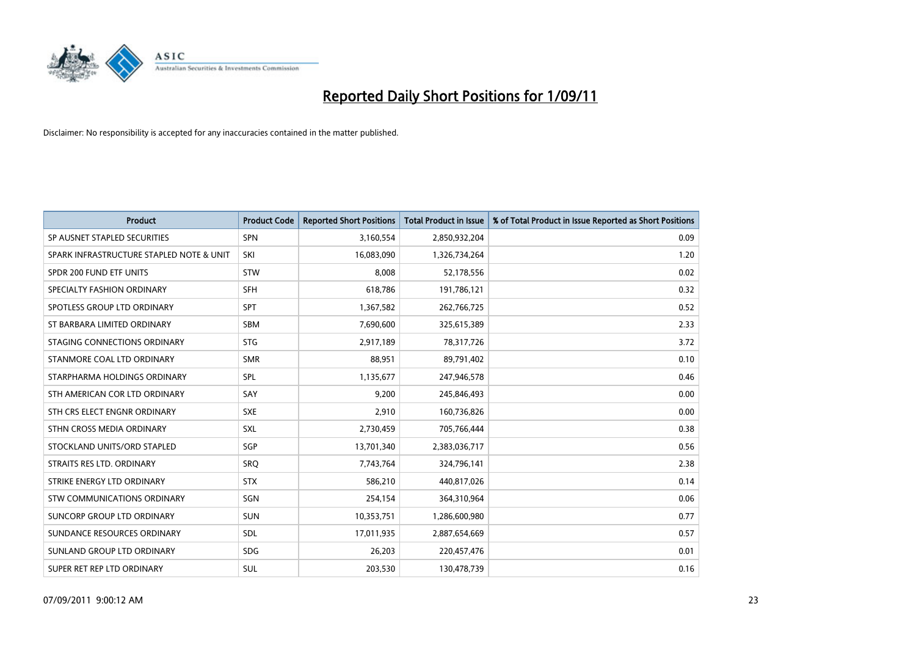# Reported Daily Short Positions for 1/09/11

Disclaimer: No responsibility is accepted for any inaccuracies contained in the matter published.

| Product | Product Code | Reported Short Positions | Total Product in Issue | % of Total Product in Issue Reported as Short Positions |
|---|---|---|---|---|
| SP AUSNET STAPLED SECURITIES | SPN | 3,160,554 | 2,850,932,204 | 0.09 |
| SPARK INFRASTRUCTURE STAPLED NOTE & UNIT | SKI | 16,083,090 | 1,326,734,264 | 1.20 |
| SPDR 200 FUND ETF UNITS | STW | 8,008 | 52,178,556 | 0.02 |
| SPECIALTY FASHION ORDINARY | SFH | 618,786 | 191,786,121 | 0.32 |
| SPOTLESS GROUP LTD ORDINARY | SPT | 1,367,582 | 262,766,725 | 0.52 |
| ST BARBARA LIMITED ORDINARY | SBM | 7,690,600 | 325,615,389 | 2.33 |
| STAGING CONNECTIONS ORDINARY | STG | 2,917,189 | 78,317,726 | 3.72 |
| STANMORE COAL LTD ORDINARY | SMR | 88,951 | 89,791,402 | 0.10 |
| STARPHARMA HOLDINGS ORDINARY | SPL | 1,135,677 | 247,946,578 | 0.46 |
| STH AMERICAN COR LTD ORDINARY | SAY | 9,200 | 245,846,493 | 0.00 |
| STH CRS ELECT ENGNR ORDINARY | SXE | 2,910 | 160,736,826 | 0.00 |
| STHN CROSS MEDIA ORDINARY | SXL | 2,730,459 | 705,766,444 | 0.38 |
| STOCKLAND UNITS/ORD STAPLED | SGP | 13,701,340 | 2,383,036,717 | 0.56 |
| STRAITS RES LTD. ORDINARY | SRQ | 7,743,764 | 324,796,141 | 2.38 |
| STRIKE ENERGY LTD ORDINARY | STX | 586,210 | 440,817,026 | 0.14 |
| STW COMMUNICATIONS ORDINARY | SGN | 254,154 | 364,310,964 | 0.06 |
| SUNCORP GROUP LTD ORDINARY | SUN | 10,353,751 | 1,286,600,980 | 0.77 |
| SUNDANCE RESOURCES ORDINARY | SDL | 17,011,935 | 2,887,654,669 | 0.57 |
| SUNLAND GROUP LTD ORDINARY | SDG | 26,203 | 220,457,476 | 0.01 |
| SUPER RET REP LTD ORDINARY | SUL | 203,530 | 130,478,739 | 0.16 |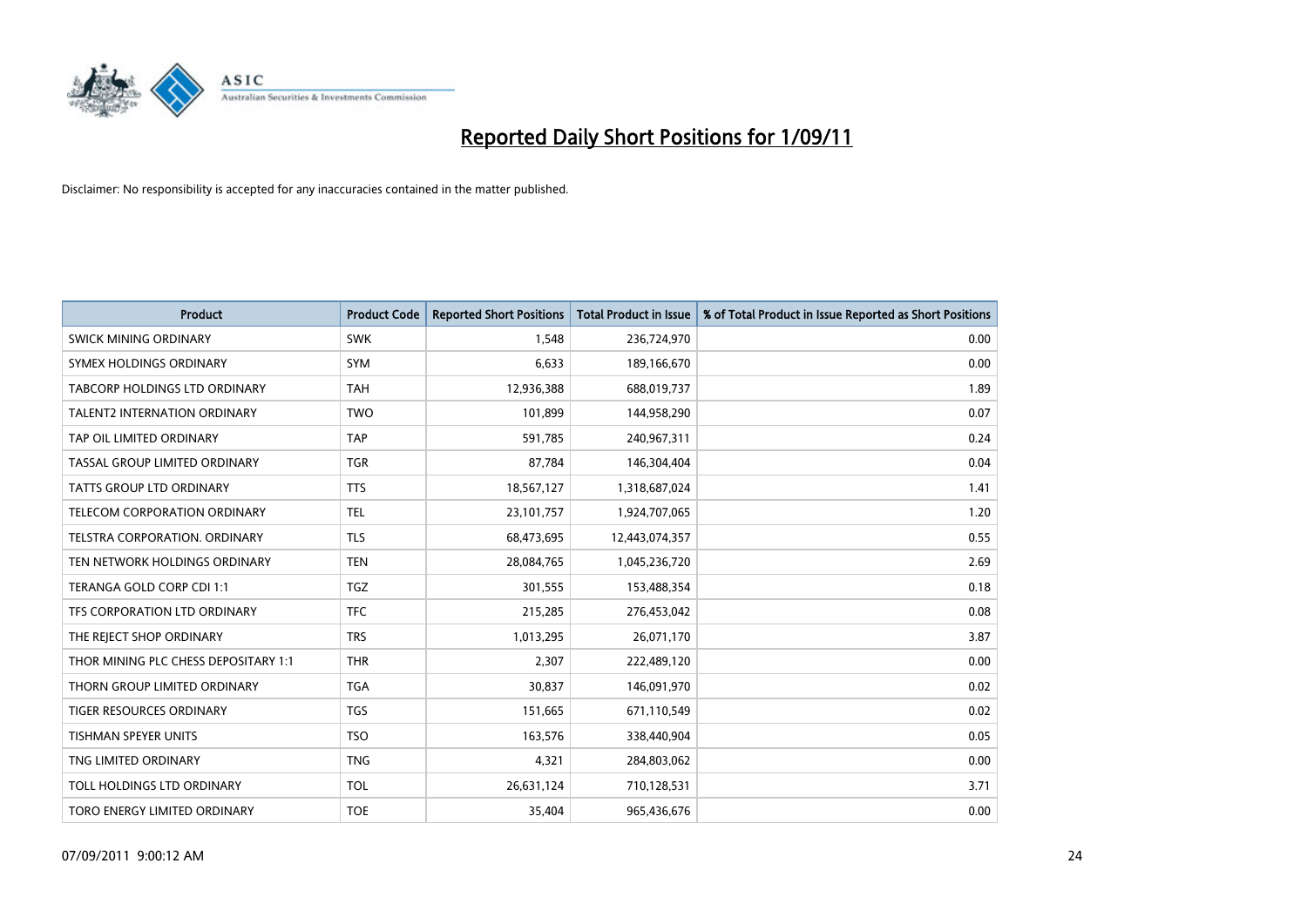# Reported Daily Short Positions for 1/09/11

Disclaimer: No responsibility is accepted for any inaccuracies contained in the matter published.

| Product | Product Code | Reported Short Positions | Total Product in Issue | % of Total Product in Issue Reported as Short Positions |
|---|---|---|---|---|
| SWICK MINING ORDINARY | SWK | 1,548 | 236,724,970 | 0.00 |
| SYMEX HOLDINGS ORDINARY | SYM | 6,633 | 189,166,670 | 0.00 |
| TABCORP HOLDINGS LTD ORDINARY | TAH | 12,936,388 | 688,019,737 | 1.89 |
| TALENT2 INTERNATION ORDINARY | TWO | 101,899 | 144,958,290 | 0.07 |
| TAP OIL LIMITED ORDINARY | TAP | 591,785 | 240,967,311 | 0.24 |
| TASSAL GROUP LIMITED ORDINARY | TGR | 87,784 | 146,304,404 | 0.04 |
| TATTS GROUP LTD ORDINARY | TTS | 18,567,127 | 1,318,687,024 | 1.41 |
| TELECOM CORPORATION ORDINARY | TEL | 23,101,757 | 1,924,707,065 | 1.20 |
| TELSTRA CORPORATION. ORDINARY | TLS | 68,473,695 | 12,443,074,357 | 0.55 |
| TEN NETWORK HOLDINGS ORDINARY | TEN | 28,084,765 | 1,045,236,720 | 2.69 |
| TERANGA GOLD CORP CDI 1:1 | TGZ | 301,555 | 153,488,354 | 0.18 |
| TFS CORPORATION LTD ORDINARY | TFC | 215,285 | 276,453,042 | 0.08 |
| THE REJECT SHOP ORDINARY | TRS | 1,013,295 | 26,071,170 | 3.87 |
| THOR MINING PLC CHESS DEPOSITARY 1:1 | THR | 2,307 | 222,489,120 | 0.00 |
| THORN GROUP LIMITED ORDINARY | TGA | 30,837 | 146,091,970 | 0.02 |
| TIGER RESOURCES ORDINARY | TGS | 151,665 | 671,110,549 | 0.02 |
| TISHMAN SPEYER UNITS | TSO | 163,576 | 338,440,904 | 0.05 |
| TNG LIMITED ORDINARY | TNG | 4,321 | 284,803,062 | 0.00 |
| TOLL HOLDINGS LTD ORDINARY | TOL | 26,631,124 | 710,128,531 | 3.71 |
| TORO ENERGY LIMITED ORDINARY | TOE | 35,404 | 965,436,676 | 0.00 |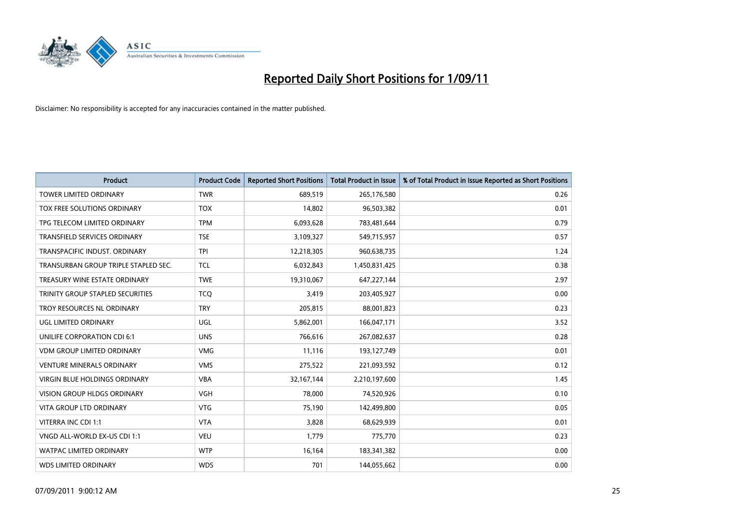# Reported Daily Short Positions for 1/09/11

Disclaimer: No responsibility is accepted for any inaccuracies contained in the matter published.

| Product | Product Code | Reported Short Positions | Total Product in Issue | % of Total Product in Issue Reported as Short Positions |
|---|---|---|---|---|
| TOWER LIMITED ORDINARY | TWR | 689,519 | 265,176,580 | 0.26 |
| TOX FREE SOLUTIONS ORDINARY | TOX | 14,802 | 96,503,382 | 0.01 |
| TPG TELECOM LIMITED ORDINARY | TPM | 6,093,628 | 783,481,644 | 0.79 |
| TRANSFIELD SERVICES ORDINARY | TSE | 3,109,327 | 549,715,957 | 0.57 |
| TRANSPACIFIC INDUST. ORDINARY | TPI | 12,218,305 | 960,638,735 | 1.24 |
| TRANSURBAN GROUP TRIPLE STAPLED SEC. | TCL | 6,032,843 | 1,450,831,425 | 0.38 |
| TREASURY WINE ESTATE ORDINARY | TWE | 19,310,067 | 647,227,144 | 2.97 |
| TRINITY GROUP STAPLED SECURITIES | TCQ | 3,419 | 203,405,927 | 0.00 |
| TROY RESOURCES NL ORDINARY | TRY | 205,815 | 88,001,823 | 0.23 |
| UGL LIMITED ORDINARY | UGL | 5,862,001 | 166,047,171 | 3.52 |
| UNILIFE CORPORATION CDI 6:1 | UNS | 766,616 | 267,082,637 | 0.28 |
| VDM GROUP LIMITED ORDINARY | VMG | 11,116 | 193,127,749 | 0.01 |
| VENTURE MINERALS ORDINARY | VMS | 275,522 | 221,093,592 | 0.12 |
| VIRGIN BLUE HOLDINGS ORDINARY | VBA | 32,167,144 | 2,210,197,600 | 1.45 |
| VISION GROUP HLDGS ORDINARY | VGH | 78,000 | 74,520,926 | 0.10 |
| VITA GROUP LTD ORDINARY | VTG | 75,190 | 142,499,800 | 0.05 |
| VITERRA INC CDI 1:1 | VTA | 3,828 | 68,629,939 | 0.01 |
| VNGD ALL-WORLD EX-US CDI 1:1 | VEU | 1,779 | 775,770 | 0.23 |
| WATPAC LIMITED ORDINARY | WTP | 16,164 | 183,341,382 | 0.00 |
| WDS LIMITED ORDINARY | WDS | 701 | 144,055,662 | 0.00 |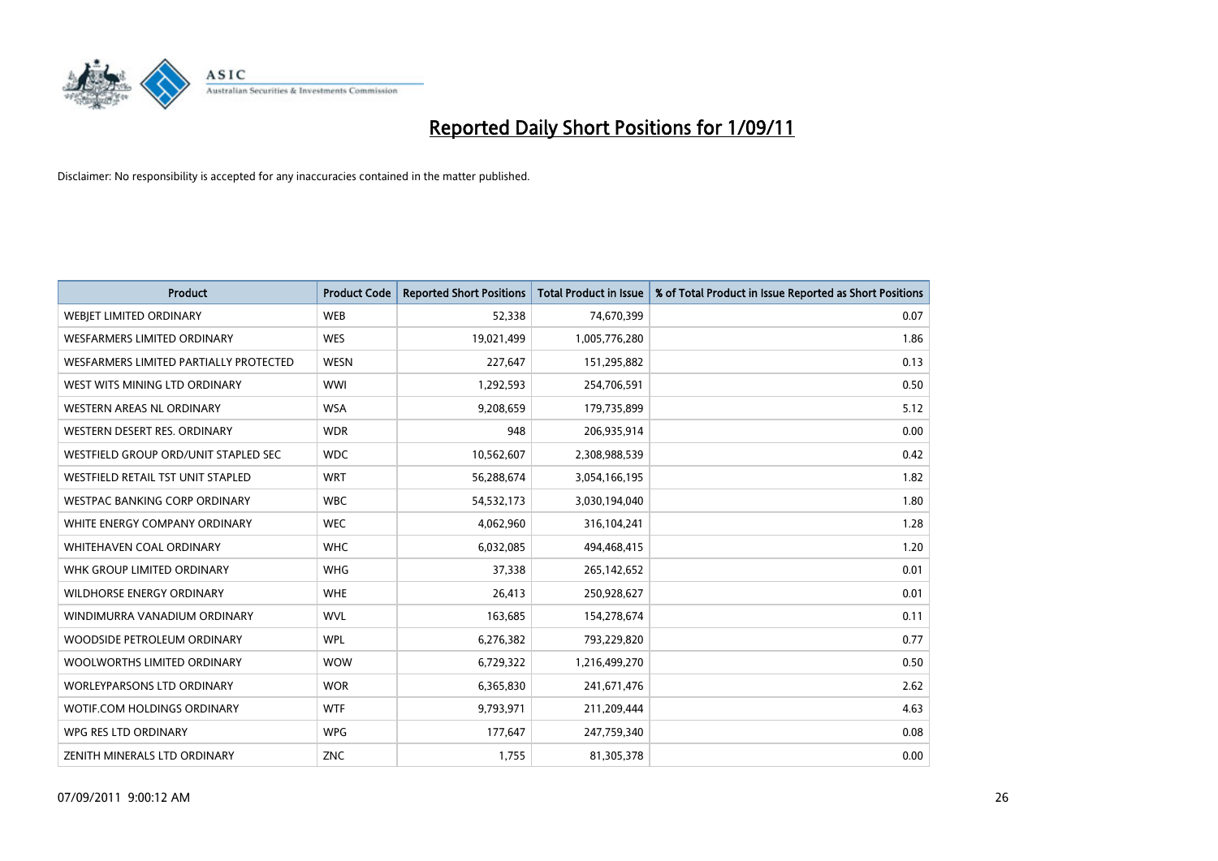# Reported Daily Short Positions for 1/09/11

Disclaimer: No responsibility is accepted for any inaccuracies contained in the matter published.

| Product | Product Code | Reported Short Positions | Total Product in Issue | % of Total Product in Issue Reported as Short Positions |
|---|---|---|---|---|
| WEBJET LIMITED ORDINARY | WEB | 52,338 | 74,670,399 | 0.07 |
| WESFARMERS LIMITED ORDINARY | WES | 19,021,499 | 1,005,776,280 | 1.86 |
| WESFARMERS LIMITED PARTIALLY PROTECTED | WESN | 227,647 | 151,295,882 | 0.13 |
| WEST WITS MINING LTD ORDINARY | WWI | 1,292,593 | 254,706,591 | 0.50 |
| WESTERN AREAS NL ORDINARY | WSA | 9,208,659 | 179,735,899 | 5.12 |
| WESTERN DESERT RES. ORDINARY | WDR | 948 | 206,935,914 | 0.00 |
| WESTFIELD GROUP ORD/UNIT STAPLED SEC | WDC | 10,562,607 | 2,308,988,539 | 0.42 |
| WESTFIELD RETAIL TST UNIT STAPLED | WRT | 56,288,674 | 3,054,166,195 | 1.82 |
| WESTPAC BANKING CORP ORDINARY | WBC | 54,532,173 | 3,030,194,040 | 1.80 |
| WHITE ENERGY COMPANY ORDINARY | WEC | 4,062,960 | 316,104,241 | 1.28 |
| WHITEHAVEN COAL ORDINARY | WHC | 6,032,085 | 494,468,415 | 1.20 |
| WHK GROUP LIMITED ORDINARY | WHG | 37,338 | 265,142,652 | 0.01 |
| WILDHORSE ENERGY ORDINARY | WHE | 26,413 | 250,928,627 | 0.01 |
| WINDIMURRA VANADIUM ORDINARY | WVL | 163,685 | 154,278,674 | 0.11 |
| WOODSIDE PETROLEUM ORDINARY | WPL | 6,276,382 | 793,229,820 | 0.77 |
| WOOLWORTHS LIMITED ORDINARY | WOW | 6,729,322 | 1,216,499,270 | 0.50 |
| WORLEYPARSONS LTD ORDINARY | WOR | 6,365,830 | 241,671,476 | 2.62 |
| WOTIF.COM HOLDINGS ORDINARY | WTF | 9,793,971 | 211,209,444 | 4.63 |
| WPG RES LTD ORDINARY | WPG | 177,647 | 247,759,340 | 0.08 |
| ZENITH MINERALS LTD ORDINARY | ZNC | 1,755 | 81,305,378 | 0.00 |